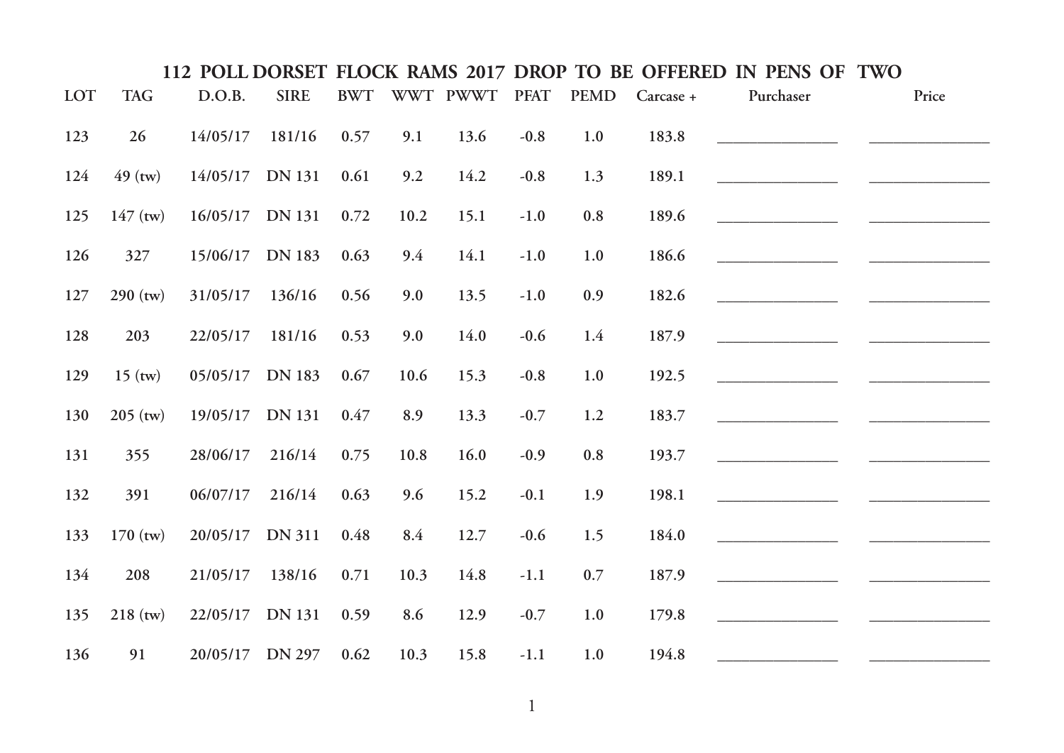# 112 POLL DORSET FLOCK RAMS 2017 DROP TO BE OFFERED IN PENS OF TWO

| LOT | TAG | D.O.B. | SIRE | BWT | WWT | PWWT | PFAT | PEMD | Carcase + | Purchaser | Price |
|---|---|---|---|---|---|---|---|---|---|---|---|
| 123 | 26 | 14/05/17 | 181/16 | 0.57 | 9.1 | 13.6 | -0.8 | 1.0 | 183.8 | ______________ | ______________ |
| 124 | 49 (tw) | 14/05/17 | DN 131 | 0.61 | 9.2 | 14.2 | -0.8 | 1.3 | 189.1 | ______________ | ______________ |
| 125 | 147 (tw) | 16/05/17 | DN 131 | 0.72 | 10.2 | 15.1 | -1.0 | 0.8 | 189.6 | ______________ | ______________ |
| 126 | 327 | 15/06/17 | DN 183 | 0.63 | 9.4 | 14.1 | -1.0 | 1.0 | 186.6 | ______________ | ______________ |
| 127 | 290 (tw) | 31/05/17 | 136/16 | 0.56 | 9.0 | 13.5 | -1.0 | 0.9 | 182.6 | ______________ | ______________ |
| 128 | 203 | 22/05/17 | 181/16 | 0.53 | 9.0 | 14.0 | -0.6 | 1.4 | 187.9 | ______________ | ______________ |
| 129 | 15 (tw) | 05/05/17 | DN 183 | 0.67 | 10.6 | 15.3 | -0.8 | 1.0 | 192.5 | ______________ | ______________ |
| 130 | 205 (tw) | 19/05/17 | DN 131 | 0.47 | 8.9 | 13.3 | -0.7 | 1.2 | 183.7 | ______________ | ______________ |
| 131 | 355 | 28/06/17 | 216/14 | 0.75 | 10.8 | 16.0 | -0.9 | 0.8 | 193.7 | ______________ | ______________ |
| 132 | 391 | 06/07/17 | 216/14 | 0.63 | 9.6 | 15.2 | -0.1 | 1.9 | 198.1 | ______________ | ______________ |
| 133 | 170 (tw) | 20/05/17 | DN 311 | 0.48 | 8.4 | 12.7 | -0.6 | 1.5 | 184.0 | ______________ | ______________ |
| 134 | 208 | 21/05/17 | 138/16 | 0.71 | 10.3 | 14.8 | -1.1 | 0.7 | 187.9 | ______________ | ______________ |
| 135 | 218 (tw) | 22/05/17 | DN 131 | 0.59 | 8.6 | 12.9 | -0.7 | 1.0 | 179.8 | ______________ | ______________ |
| 136 | 91 | 20/05/17 | DN 297 | 0.62 | 10.3 | 15.8 | -1.1 | 1.0 | 194.8 | ______________ | ______________ |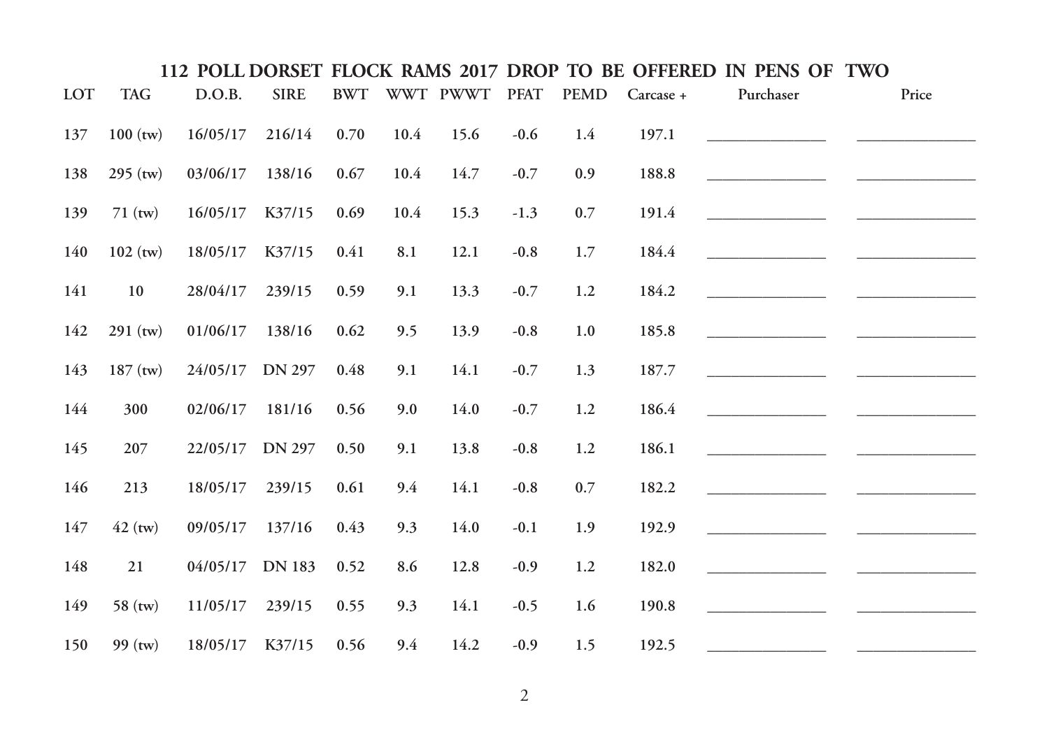## 112 POLL DORSET FLOCK RAMS 2017 DROP TO BE OFFERED IN PENS OF TWO

| LOT | TAG | D.O.B. | SIRE | BWT | WWT | PWWT | PFAT | PEMD | Carcase + | Purchaser | Price |
|---|---|---|---|---|---|---|---|---|---|---|---|
| 137 | 100 (tw) | 16/05/17 | 216/14 | 0.70 | 10.4 | 15.6 | -0.6 | 1.4 | 197.1 | ____________ | ____________ |
| 138 | 295 (tw) | 03/06/17 | 138/16 | 0.67 | 10.4 | 14.7 | -0.7 | 0.9 | 188.8 | ____________ | ____________ |
| 139 | 71 (tw) | 16/05/17 | K37/15 | 0.69 | 10.4 | 15.3 | -1.3 | 0.7 | 191.4 | ____________ | ____________ |
| 140 | 102 (tw) | 18/05/17 | K37/15 | 0.41 | 8.1 | 12.1 | -0.8 | 1.7 | 184.4 | ____________ | ____________ |
| 141 | 10 | 28/04/17 | 239/15 | 0.59 | 9.1 | 13.3 | -0.7 | 1.2 | 184.2 | ____________ | ____________ |
| 142 | 291 (tw) | 01/06/17 | 138/16 | 0.62 | 9.5 | 13.9 | -0.8 | 1.0 | 185.8 | ____________ | ____________ |
| 143 | 187 (tw) | 24/05/17 | DN 297 | 0.48 | 9.1 | 14.1 | -0.7 | 1.3 | 187.7 | ____________ | ____________ |
| 144 | 300 | 02/06/17 | 181/16 | 0.56 | 9.0 | 14.0 | -0.7 | 1.2 | 186.4 | ____________ | ____________ |
| 145 | 207 | 22/05/17 | DN 297 | 0.50 | 9.1 | 13.8 | -0.8 | 1.2 | 186.1 | ____________ | ____________ |
| 146 | 213 | 18/05/17 | 239/15 | 0.61 | 9.4 | 14.1 | -0.8 | 0.7 | 182.2 | ____________ | ____________ |
| 147 | 42 (tw) | 09/05/17 | 137/16 | 0.43 | 9.3 | 14.0 | -0.1 | 1.9 | 192.9 | ____________ | ____________ |
| 148 | 21 | 04/05/17 | DN 183 | 0.52 | 8.6 | 12.8 | -0.9 | 1.2 | 182.0 | ____________ | ____________ |
| 149 | 58 (tw) | 11/05/17 | 239/15 | 0.55 | 9.3 | 14.1 | -0.5 | 1.6 | 190.8 | ____________ | ____________ |
| 150 | 99 (tw) | 18/05/17 | K37/15 | 0.56 | 9.4 | 14.2 | -0.9 | 1.5 | 192.5 | ____________ | ____________ |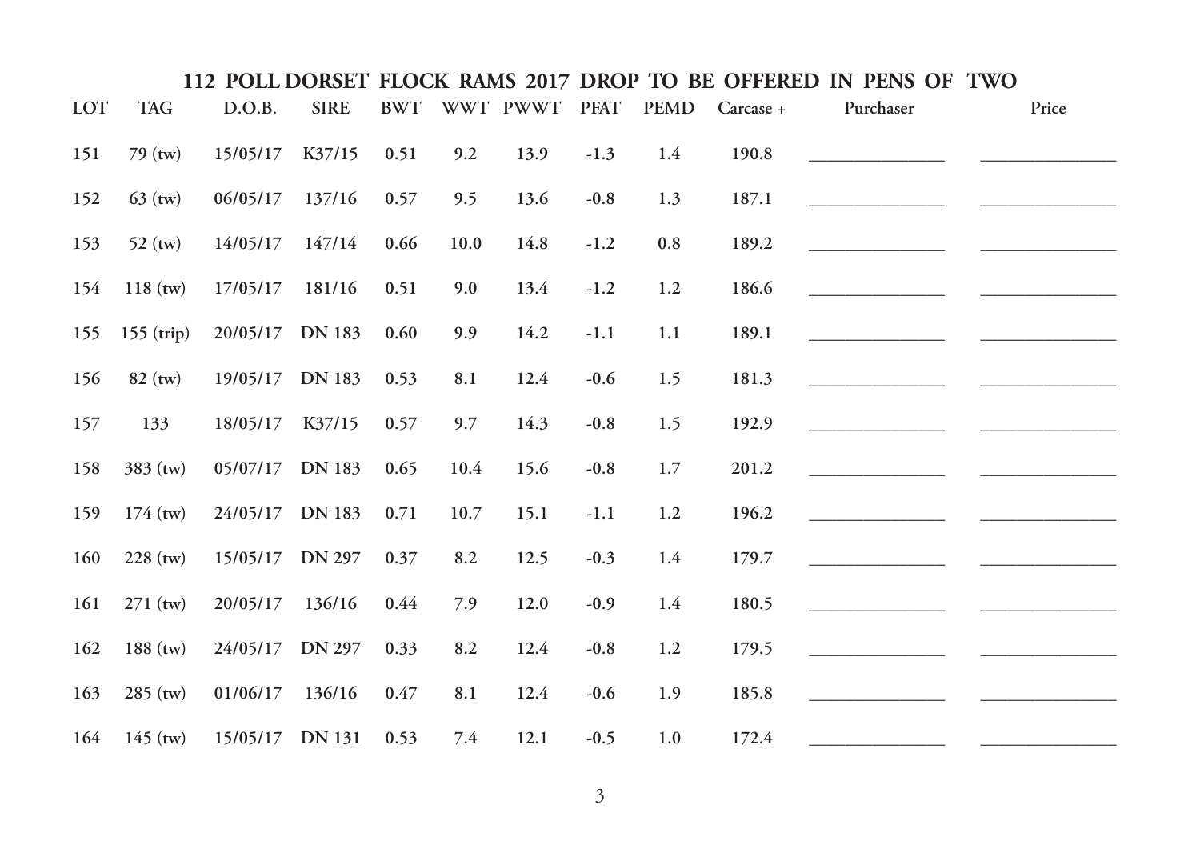## 112 POLL DORSET FLOCK RAMS 2017 DROP TO BE OFFERED IN PENS OF TWO

| LOT | TAG | D.O.B. | SIRE | BWT | WWT | PWWT | PFAT | PEMD | Carcase + | Purchaser | Price |
|---|---|---|---|---|---|---|---|---|---|---|---|
| 151 | 79 (tw) | 15/05/17 | K37/15 | 0.51 | 9.2 | 13.9 | -1.3 | 1.4 | 190.8 | ______________ | ______________ |
| 152 | 63 (tw) | 06/05/17 | 137/16 | 0.57 | 9.5 | 13.6 | -0.8 | 1.3 | 187.1 | ______________ | ______________ |
| 153 | 52 (tw) | 14/05/17 | 147/14 | 0.66 | 10.0 | 14.8 | -1.2 | 0.8 | 189.2 | ______________ | ______________ |
| 154 | 118 (tw) | 17/05/17 | 181/16 | 0.51 | 9.0 | 13.4 | -1.2 | 1.2 | 186.6 | ______________ | ______________ |
| 155 | 155 (trip) | 20/05/17 | DN 183 | 0.60 | 9.9 | 14.2 | -1.1 | 1.1 | 189.1 | ______________ | ______________ |
| 156 | 82 (tw) | 19/05/17 | DN 183 | 0.53 | 8.1 | 12.4 | -0.6 | 1.5 | 181.3 | ______________ | ______________ |
| 157 | 133 | 18/05/17 | K37/15 | 0.57 | 9.7 | 14.3 | -0.8 | 1.5 | 192.9 | ______________ | ______________ |
| 158 | 383 (tw) | 05/07/17 | DN 183 | 0.65 | 10.4 | 15.6 | -0.8 | 1.7 | 201.2 | ______________ | ______________ |
| 159 | 174 (tw) | 24/05/17 | DN 183 | 0.71 | 10.7 | 15.1 | -1.1 | 1.2 | 196.2 | ______________ | ______________ |
| 160 | 228 (tw) | 15/05/17 | DN 297 | 0.37 | 8.2 | 12.5 | -0.3 | 1.4 | 179.7 | ______________ | ______________ |
| 161 | 271 (tw) | 20/05/17 | 136/16 | 0.44 | 7.9 | 12.0 | -0.9 | 1.4 | 180.5 | ______________ | ______________ |
| 162 | 188 (tw) | 24/05/17 | DN 297 | 0.33 | 8.2 | 12.4 | -0.8 | 1.2 | 179.5 | ______________ | ______________ |
| 163 | 285 (tw) | 01/06/17 | 136/16 | 0.47 | 8.1 | 12.4 | -0.6 | 1.9 | 185.8 | ______________ | ______________ |
| 164 | 145 (tw) | 15/05/17 | DN 131 | 0.53 | 7.4 | 12.1 | -0.5 | 1.0 | 172.4 | ______________ | ______________ |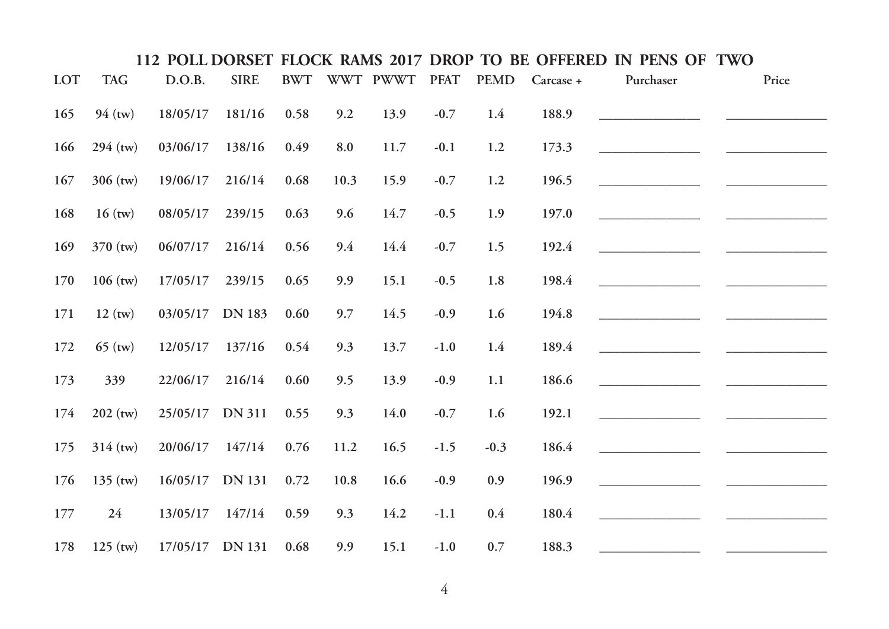## 112 POLL DORSET FLOCK RAMS 2017 DROP TO BE OFFERED IN PENS OF TWO

| LOT | TAG | D.O.B. | SIRE | BWT | WWT | PWWT | PFAT | PEMD | Carcase + | Purchaser | Price |
|---|---|---|---|---|---|---|---|---|---|---|---|
| 165 | 94 (tw) | 18/05/17 | 181/16 | 0.58 | 9.2 | 13.9 | -0.7 | 1.4 | 188.9 | | |
| 166 | 294 (tw) | 03/06/17 | 138/16 | 0.49 | 8.0 | 11.7 | -0.1 | 1.2 | 173.3 | | |
| 167 | 306 (tw) | 19/06/17 | 216/14 | 0.68 | 10.3 | 15.9 | -0.7 | 1.2 | 196.5 | | |
| 168 | 16 (tw) | 08/05/17 | 239/15 | 0.63 | 9.6 | 14.7 | -0.5 | 1.9 | 197.0 | | |
| 169 | 370 (tw) | 06/07/17 | 216/14 | 0.56 | 9.4 | 14.4 | -0.7 | 1.5 | 192.4 | | |
| 170 | 106 (tw) | 17/05/17 | 239/15 | 0.65 | 9.9 | 15.1 | -0.5 | 1.8 | 198.4 | | |
| 171 | 12 (tw) | 03/05/17 | DN 183 | 0.60 | 9.7 | 14.5 | -0.9 | 1.6 | 194.8 | | |
| 172 | 65 (tw) | 12/05/17 | 137/16 | 0.54 | 9.3 | 13.7 | -1.0 | 1.4 | 189.4 | | |
| 173 | 339 | 22/06/17 | 216/14 | 0.60 | 9.5 | 13.9 | -0.9 | 1.1 | 186.6 | | |
| 174 | 202 (tw) | 25/05/17 | DN 311 | 0.55 | 9.3 | 14.0 | -0.7 | 1.6 | 192.1 | | |
| 175 | 314 (tw) | 20/06/17 | 147/14 | 0.76 | 11.2 | 16.5 | -1.5 | -0.3 | 186.4 | | |
| 176 | 135 (tw) | 16/05/17 | DN 131 | 0.72 | 10.8 | 16.6 | -0.9 | 0.9 | 196.9 | | |
| 177 | 24 | 13/05/17 | 147/14 | 0.59 | 9.3 | 14.2 | -1.1 | 0.4 | 180.4 | | |
| 178 | 125 (tw) | 17/05/17 | DN 131 | 0.68 | 9.9 | 15.1 | -1.0 | 0.7 | 188.3 | | |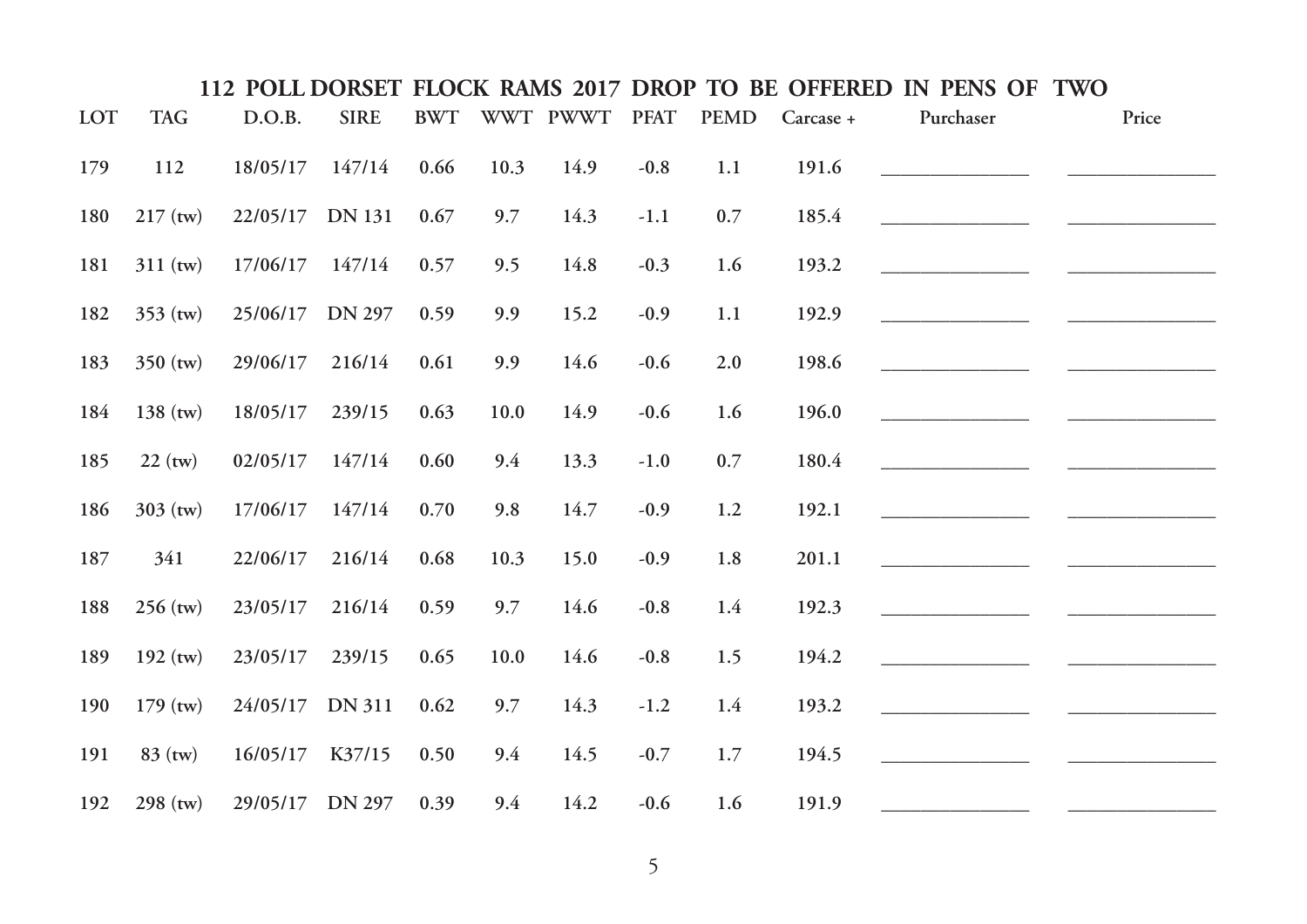## 112 POLL DORSET FLOCK RAMS 2017 DROP TO BE OFFERED IN PENS OF TWO

| LOT | TAG | D.O.B. | SIRE | BWT | WWT | PWWT | PFAT | PEMD | Carcase + | Purchaser | Price |
|---|---|---|---|---|---|---|---|---|---|---|---|
| 179 | 112 | 18/05/17 | 147/14 | 0.66 | 10.3 | 14.9 | -0.8 | 1.1 | 191.6 | ______________ | ______________ |
| 180 | 217 (tw) | 22/05/17 | DN 131 | 0.67 | 9.7 | 14.3 | -1.1 | 0.7 | 185.4 | ______________ | ______________ |
| 181 | 311 (tw) | 17/06/17 | 147/14 | 0.57 | 9.5 | 14.8 | -0.3 | 1.6 | 193.2 | ______________ | ______________ |
| 182 | 353 (tw) | 25/06/17 | DN 297 | 0.59 | 9.9 | 15.2 | -0.9 | 1.1 | 192.9 | ______________ | ______________ |
| 183 | 350 (tw) | 29/06/17 | 216/14 | 0.61 | 9.9 | 14.6 | -0.6 | 2.0 | 198.6 | ______________ | ______________ |
| 184 | 138 (tw) | 18/05/17 | 239/15 | 0.63 | 10.0 | 14.9 | -0.6 | 1.6 | 196.0 | ______________ | ______________ |
| 185 | 22 (tw) | 02/05/17 | 147/14 | 0.60 | 9.4 | 13.3 | -1.0 | 0.7 | 180.4 | ______________ | ______________ |
| 186 | 303 (tw) | 17/06/17 | 147/14 | 0.70 | 9.8 | 14.7 | -0.9 | 1.2 | 192.1 | ______________ | ______________ |
| 187 | 341 | 22/06/17 | 216/14 | 0.68 | 10.3 | 15.0 | -0.9 | 1.8 | 201.1 | ______________ | ______________ |
| 188 | 256 (tw) | 23/05/17 | 216/14 | 0.59 | 9.7 | 14.6 | -0.8 | 1.4 | 192.3 | ______________ | ______________ |
| 189 | 192 (tw) | 23/05/17 | 239/15 | 0.65 | 10.0 | 14.6 | -0.8 | 1.5 | 194.2 | ______________ | ______________ |
| 190 | 179 (tw) | 24/05/17 | DN 311 | 0.62 | 9.7 | 14.3 | -1.2 | 1.4 | 193.2 | ______________ | ______________ |
| 191 | 83 (tw) | 16/05/17 | K37/15 | 0.50 | 9.4 | 14.5 | -0.7 | 1.7 | 194.5 | ______________ | ______________ |
| 192 | 298 (tw) | 29/05/17 | DN 297 | 0.39 | 9.4 | 14.2 | -0.6 | 1.6 | 191.9 | ______________ | ______________ |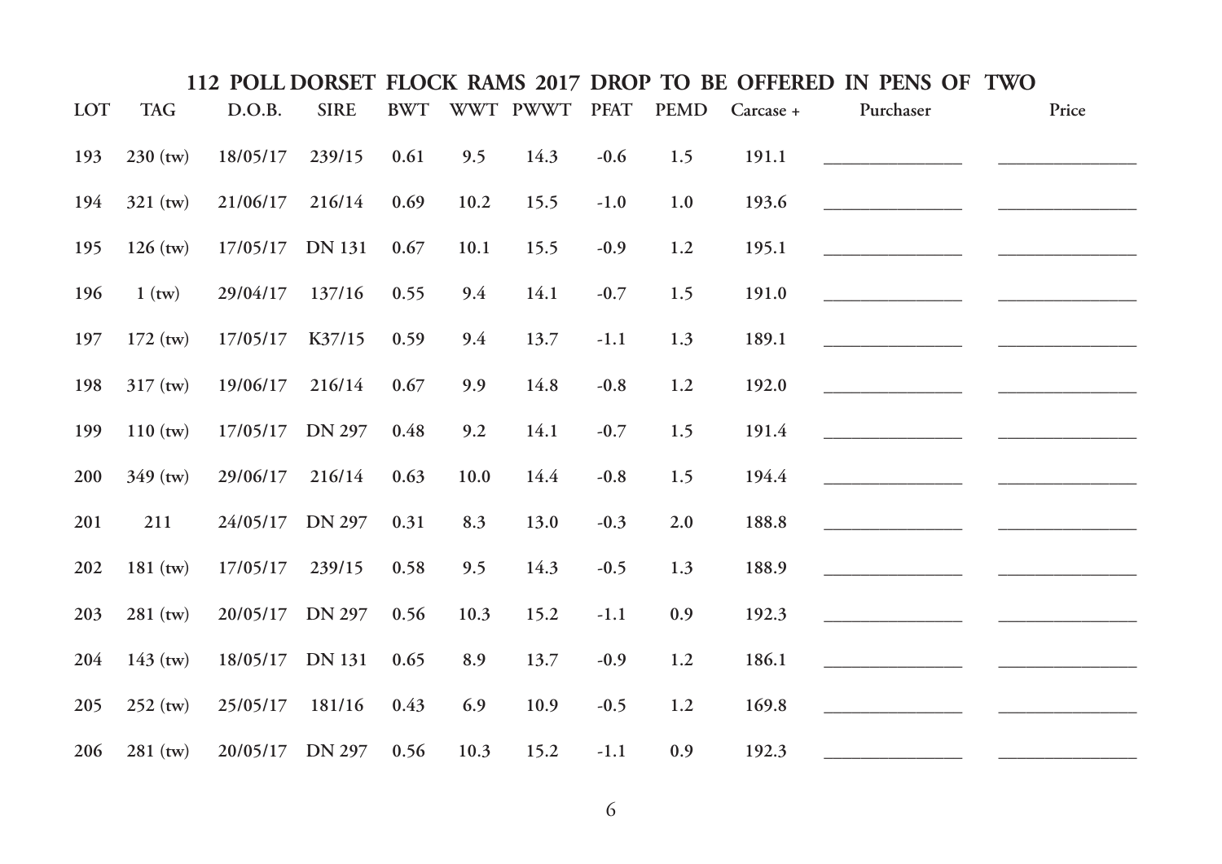## 112 POLL DORSET FLOCK RAMS 2017 DROP TO BE OFFERED IN PENS OF TWO

| LOT | TAG | D.O.B. | SIRE | BWT | WWT | PWWT | PFAT | PEMD | Carcase + | Purchaser | Price |
|---|---|---|---|---|---|---|---|---|---|---|---|
| 193 | 230 (tw) | 18/05/17 | 239/15 | 0.61 | 9.5 | 14.3 | -0.6 | 1.5 | 191.1 | ______________ | ______________ |
| 194 | 321 (tw) | 21/06/17 | 216/14 | 0.69 | 10.2 | 15.5 | -1.0 | 1.0 | 193.6 | ______________ | ______________ |
| 195 | 126 (tw) | 17/05/17 | DN 131 | 0.67 | 10.1 | 15.5 | -0.9 | 1.2 | 195.1 | ______________ | ______________ |
| 196 | 1 (tw) | 29/04/17 | 137/16 | 0.55 | 9.4 | 14.1 | -0.7 | 1.5 | 191.0 | ______________ | ______________ |
| 197 | 172 (tw) | 17/05/17 | K37/15 | 0.59 | 9.4 | 13.7 | -1.1 | 1.3 | 189.1 | ______________ | ______________ |
| 198 | 317 (tw) | 19/06/17 | 216/14 | 0.67 | 9.9 | 14.8 | -0.8 | 1.2 | 192.0 | ______________ | ______________ |
| 199 | 110 (tw) | 17/05/17 | DN 297 | 0.48 | 9.2 | 14.1 | -0.7 | 1.5 | 191.4 | ______________ | ______________ |
| 200 | 349 (tw) | 29/06/17 | 216/14 | 0.63 | 10.0 | 14.4 | -0.8 | 1.5 | 194.4 | ______________ | ______________ |
| 201 | 211 | 24/05/17 | DN 297 | 0.31 | 8.3 | 13.0 | -0.3 | 2.0 | 188.8 | ______________ | ______________ |
| 202 | 181 (tw) | 17/05/17 | 239/15 | 0.58 | 9.5 | 14.3 | -0.5 | 1.3 | 188.9 | ______________ | ______________ |
| 203 | 281 (tw) | 20/05/17 | DN 297 | 0.56 | 10.3 | 15.2 | -1.1 | 0.9 | 192.3 | ______________ | ______________ |
| 204 | 143 (tw) | 18/05/17 | DN 131 | 0.65 | 8.9 | 13.7 | -0.9 | 1.2 | 186.1 | ______________ | ______________ |
| 205 | 252 (tw) | 25/05/17 | 181/16 | 0.43 | 6.9 | 10.9 | -0.5 | 1.2 | 169.8 | ______________ | ______________ |
| 206 | 281 (tw) | 20/05/17 | DN 297 | 0.56 | 10.3 | 15.2 | -1.1 | 0.9 | 192.3 | ______________ | ______________ |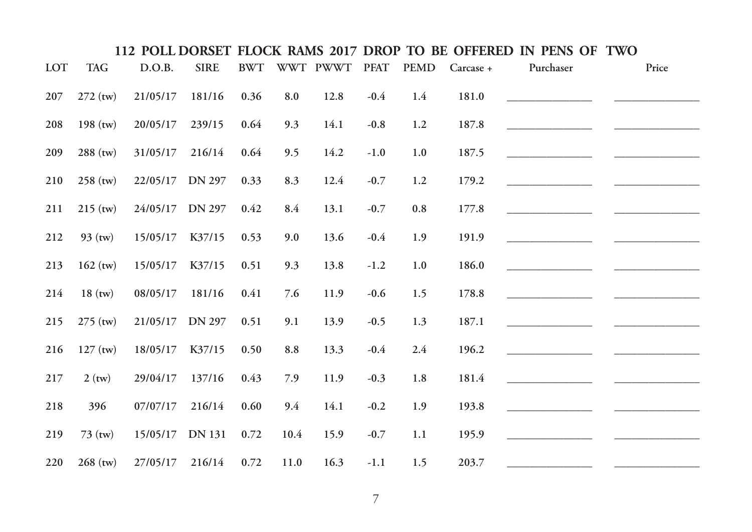## 112 POLL DORSET FLOCK RAMS 2017 DROP TO BE OFFERED IN PENS OF TWO

| LOT | TAG | D.O.B. | SIRE | BWT | WWT | PWWT | PFAT | PEMD | Carcase + | Purchaser | Price |
|---|---|---|---|---|---|---|---|---|---|---|---|
| 207 | 272 (tw) | 21/05/17 | 181/16 | 0.36 | 8.0 | 12.8 | -0.4 | 1.4 | 181.0 | ______________ | ______________ |
| 208 | 198 (tw) | 20/05/17 | 239/15 | 0.64 | 9.3 | 14.1 | -0.8 | 1.2 | 187.8 | ______________ | ______________ |
| 209 | 288 (tw) | 31/05/17 | 216/14 | 0.64 | 9.5 | 14.2 | -1.0 | 1.0 | 187.5 | ______________ | ______________ |
| 210 | 258 (tw) | 22/05/17 | DN 297 | 0.33 | 8.3 | 12.4 | -0.7 | 1.2 | 179.2 | ______________ | ______________ |
| 211 | 215 (tw) | 24/05/17 | DN 297 | 0.42 | 8.4 | 13.1 | -0.7 | 0.8 | 177.8 | ______________ | ______________ |
| 212 | 93 (tw) | 15/05/17 | K37/15 | 0.53 | 9.0 | 13.6 | -0.4 | 1.9 | 191.9 | ______________ | ______________ |
| 213 | 162 (tw) | 15/05/17 | K37/15 | 0.51 | 9.3 | 13.8 | -1.2 | 1.0 | 186.0 | ______________ | ______________ |
| 214 | 18 (tw) | 08/05/17 | 181/16 | 0.41 | 7.6 | 11.9 | -0.6 | 1.5 | 178.8 | ______________ | ______________ |
| 215 | 275 (tw) | 21/05/17 | DN 297 | 0.51 | 9.1 | 13.9 | -0.5 | 1.3 | 187.1 | ______________ | ______________ |
| 216 | 127 (tw) | 18/05/17 | K37/15 | 0.50 | 8.8 | 13.3 | -0.4 | 2.4 | 196.2 | ______________ | ______________ |
| 217 | 2 (tw) | 29/04/17 | 137/16 | 0.43 | 7.9 | 11.9 | -0.3 | 1.8 | 181.4 | ______________ | ______________ |
| 218 | 396 | 07/07/17 | 216/14 | 0.60 | 9.4 | 14.1 | -0.2 | 1.9 | 193.8 | ______________ | ______________ |
| 219 | 73 (tw) | 15/05/17 | DN 131 | 0.72 | 10.4 | 15.9 | -0.7 | 1.1 | 195.9 | ______________ | ______________ |
| 220 | 268 (tw) | 27/05/17 | 216/14 | 0.72 | 11.0 | 16.3 | -1.1 | 1.5 | 203.7 | ______________ | ______________ |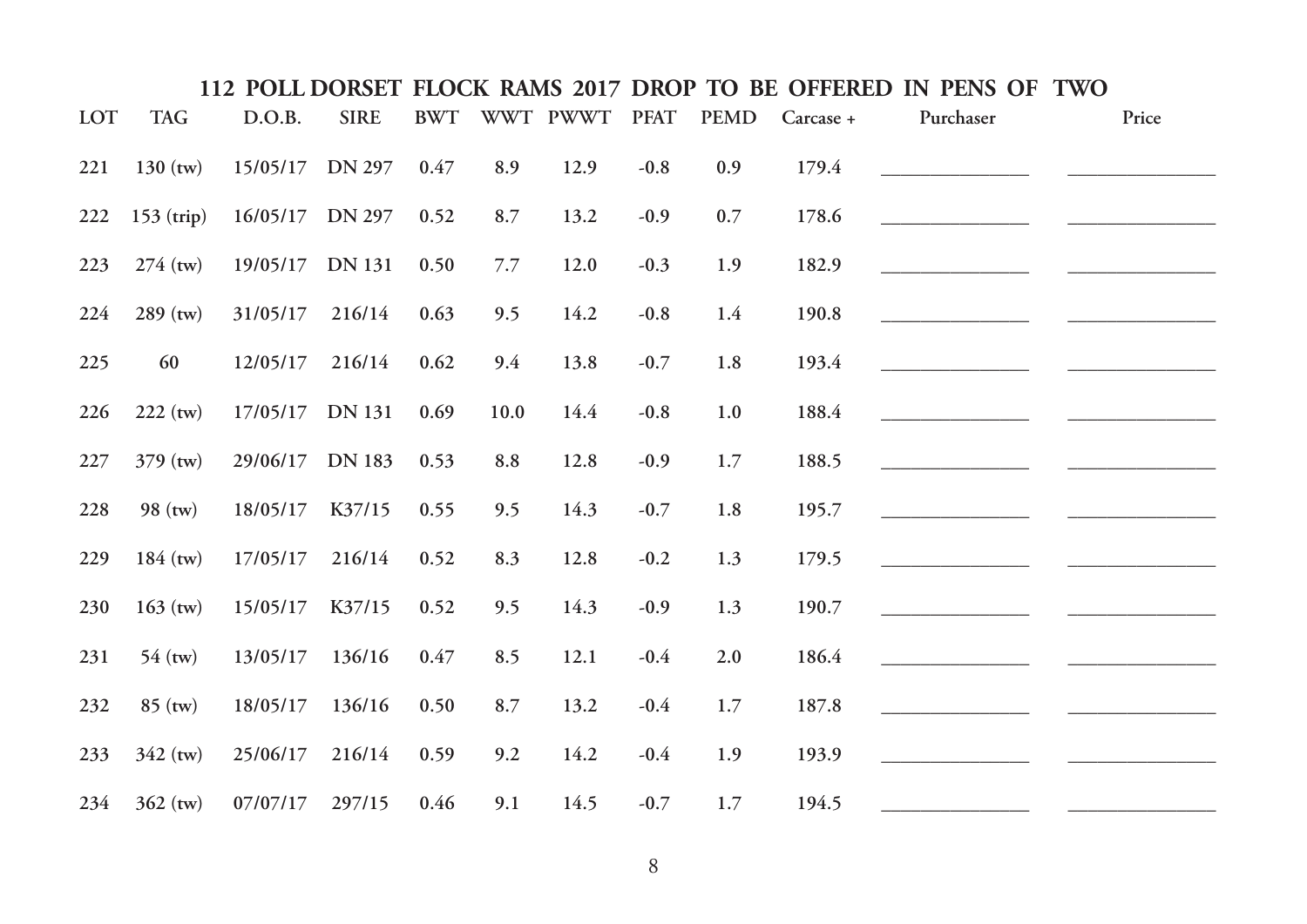## 112 POLL DORSET FLOCK RAMS 2017 DROP TO BE OFFERED IN PENS OF TWO

| LOT | TAG | D.O.B. | SIRE | BWT | WWT | PWWT | PFAT | PEMD | Carcase + | Purchaser | Price |
|---|---|---|---|---|---|---|---|---|---|---|---|
| 221 | 130 (tw) | 15/05/17 | DN 297 | 0.47 | 8.9 | 12.9 | -0.8 | 0.9 | 179.4 | | |
| 222 | 153 (trip) | 16/05/17 | DN 297 | 0.52 | 8.7 | 13.2 | -0.9 | 0.7 | 178.6 | | |
| 223 | 274 (tw) | 19/05/17 | DN 131 | 0.50 | 7.7 | 12.0 | -0.3 | 1.9 | 182.9 | | |
| 224 | 289 (tw) | 31/05/17 | 216/14 | 0.63 | 9.5 | 14.2 | -0.8 | 1.4 | 190.8 | | |
| 225 | 60 | 12/05/17 | 216/14 | 0.62 | 9.4 | 13.8 | -0.7 | 1.8 | 193.4 | | |
| 226 | 222 (tw) | 17/05/17 | DN 131 | 0.69 | 10.0 | 14.4 | -0.8 | 1.0 | 188.4 | | |
| 227 | 379 (tw) | 29/06/17 | DN 183 | 0.53 | 8.8 | 12.8 | -0.9 | 1.7 | 188.5 | | |
| 228 | 98 (tw) | 18/05/17 | K37/15 | 0.55 | 9.5 | 14.3 | -0.7 | 1.8 | 195.7 | | |
| 229 | 184 (tw) | 17/05/17 | 216/14 | 0.52 | 8.3 | 12.8 | -0.2 | 1.3 | 179.5 | | |
| 230 | 163 (tw) | 15/05/17 | K37/15 | 0.52 | 9.5 | 14.3 | -0.9 | 1.3 | 190.7 | | |
| 231 | 54 (tw) | 13/05/17 | 136/16 | 0.47 | 8.5 | 12.1 | -0.4 | 2.0 | 186.4 | | |
| 232 | 85 (tw) | 18/05/17 | 136/16 | 0.50 | 8.7 | 13.2 | -0.4 | 1.7 | 187.8 | | |
| 233 | 342 (tw) | 25/06/17 | 216/14 | 0.59 | 9.2 | 14.2 | -0.4 | 1.9 | 193.9 | | |
| 234 | 362 (tw) | 07/07/17 | 297/15 | 0.46 | 9.1 | 14.5 | -0.7 | 1.7 | 194.5 | | |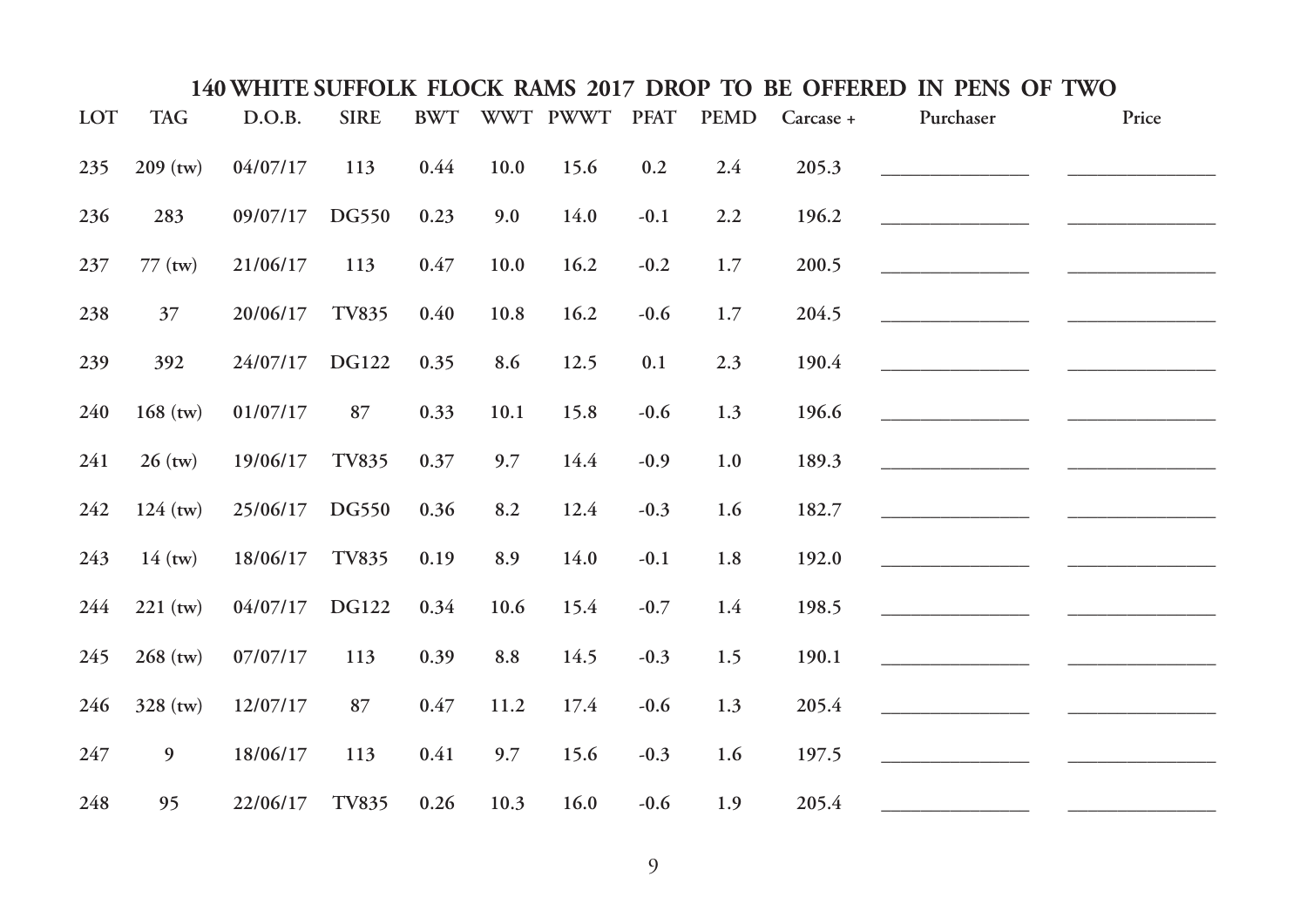## 140 WHITE SUFFOLK FLOCK RAMS 2017 DROP TO BE OFFERED IN PENS OF TWO

| LOT | TAG | D.O.B. | SIRE | BWT | WWT | PWWT | PFAT | PEMD | Carcase + | Purchaser | Price |
|---|---|---|---|---|---|---|---|---|---|---|---|
| 235 | 209 (tw) | 04/07/17 | 113 | 0.44 | 10.0 | 15.6 | 0.2 | 2.4 | 205.3 | ______________ | ______________ |
| 236 | 283 | 09/07/17 | DG550 | 0.23 | 9.0 | 14.0 | -0.1 | 2.2 | 196.2 | ______________ | ______________ |
| 237 | 77 (tw) | 21/06/17 | 113 | 0.47 | 10.0 | 16.2 | -0.2 | 1.7 | 200.5 | ______________ | ______________ |
| 238 | 37 | 20/06/17 | TV835 | 0.40 | 10.8 | 16.2 | -0.6 | 1.7 | 204.5 | ______________ | ______________ |
| 239 | 392 | 24/07/17 | DG122 | 0.35 | 8.6 | 12.5 | 0.1 | 2.3 | 190.4 | ______________ | ______________ |
| 240 | 168 (tw) | 01/07/17 | 87 | 0.33 | 10.1 | 15.8 | -0.6 | 1.3 | 196.6 | ______________ | ______________ |
| 241 | 26 (tw) | 19/06/17 | TV835 | 0.37 | 9.7 | 14.4 | -0.9 | 1.0 | 189.3 | ______________ | ______________ |
| 242 | 124 (tw) | 25/06/17 | DG550 | 0.36 | 8.2 | 12.4 | -0.3 | 1.6 | 182.7 | ______________ | ______________ |
| 243 | 14 (tw) | 18/06/17 | TV835 | 0.19 | 8.9 | 14.0 | -0.1 | 1.8 | 192.0 | ______________ | ______________ |
| 244 | 221 (tw) | 04/07/17 | DG122 | 0.34 | 10.6 | 15.4 | -0.7 | 1.4 | 198.5 | ______________ | ______________ |
| 245 | 268 (tw) | 07/07/17 | 113 | 0.39 | 8.8 | 14.5 | -0.3 | 1.5 | 190.1 | ______________ | ______________ |
| 246 | 328 (tw) | 12/07/17 | 87 | 0.47 | 11.2 | 17.4 | -0.6 | 1.3 | 205.4 | ______________ | ______________ |
| 247 | 9 | 18/06/17 | 113 | 0.41 | 9.7 | 15.6 | -0.3 | 1.6 | 197.5 | ______________ | ______________ |
| 248 | 95 | 22/06/17 | TV835 | 0.26 | 10.3 | 16.0 | -0.6 | 1.9 | 205.4 | ______________ | ______________ |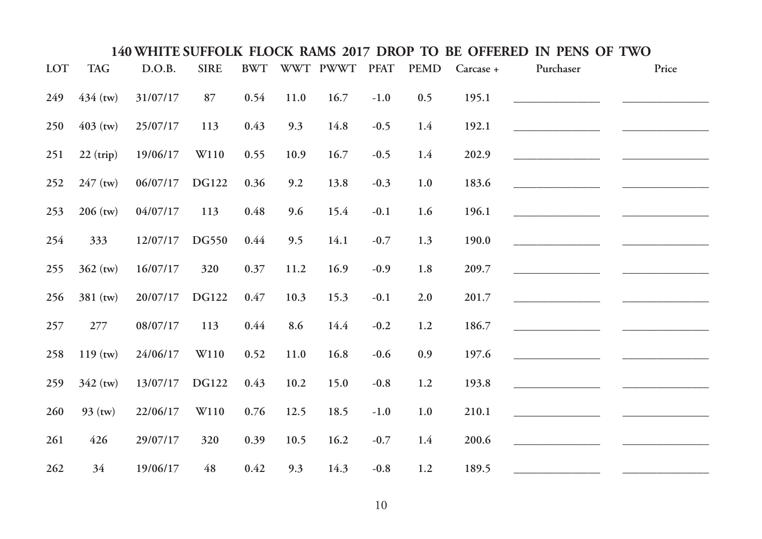# 140 WHITE SUFFOLK FLOCK RAMS 2017 DROP TO BE OFFERED IN PENS OF TWO

| LOT | TAG | D.O.B. | SIRE | BWT | WWT | PWWT | PFAT | PEMD | Carcase + | Purchaser | Price |
|---|---|---|---|---|---|---|---|---|---|---|---|
| 249 | 434 (tw) | 31/07/17 | 87 | 0.54 | 11.0 | 16.7 | -1.0 | 0.5 | 195.1 | ______________ | ______________ |
| 250 | 403 (tw) | 25/07/17 | 113 | 0.43 | 9.3 | 14.8 | -0.5 | 1.4 | 192.1 | ______________ | ______________ |
| 251 | 22 (trip) | 19/06/17 | W110 | 0.55 | 10.9 | 16.7 | -0.5 | 1.4 | 202.9 | ______________ | ______________ |
| 252 | 247 (tw) | 06/07/17 | DG122 | 0.36 | 9.2 | 13.8 | -0.3 | 1.0 | 183.6 | ______________ | ______________ |
| 253 | 206 (tw) | 04/07/17 | 113 | 0.48 | 9.6 | 15.4 | -0.1 | 1.6 | 196.1 | ______________ | ______________ |
| 254 | 333 | 12/07/17 | DG550 | 0.44 | 9.5 | 14.1 | -0.7 | 1.3 | 190.0 | ______________ | ______________ |
| 255 | 362 (tw) | 16/07/17 | 320 | 0.37 | 11.2 | 16.9 | -0.9 | 1.8 | 209.7 | ______________ | ______________ |
| 256 | 381 (tw) | 20/07/17 | DG122 | 0.47 | 10.3 | 15.3 | -0.1 | 2.0 | 201.7 | ______________ | ______________ |
| 257 | 277 | 08/07/17 | 113 | 0.44 | 8.6 | 14.4 | -0.2 | 1.2 | 186.7 | ______________ | ______________ |
| 258 | 119 (tw) | 24/06/17 | W110 | 0.52 | 11.0 | 16.8 | -0.6 | 0.9 | 197.6 | ______________ | ______________ |
| 259 | 342 (tw) | 13/07/17 | DG122 | 0.43 | 10.2 | 15.0 | -0.8 | 1.2 | 193.8 | ______________ | ______________ |
| 260 | 93 (tw) | 22/06/17 | W110 | 0.76 | 12.5 | 18.5 | -1.0 | 1.0 | 210.1 | ______________ | ______________ |
| 261 | 426 | 29/07/17 | 320 | 0.39 | 10.5 | 16.2 | -0.7 | 1.4 | 200.6 | ______________ | ______________ |
| 262 | 34 | 19/06/17 | 48 | 0.42 | 9.3 | 14.3 | -0.8 | 1.2 | 189.5 | ______________ | ______________ |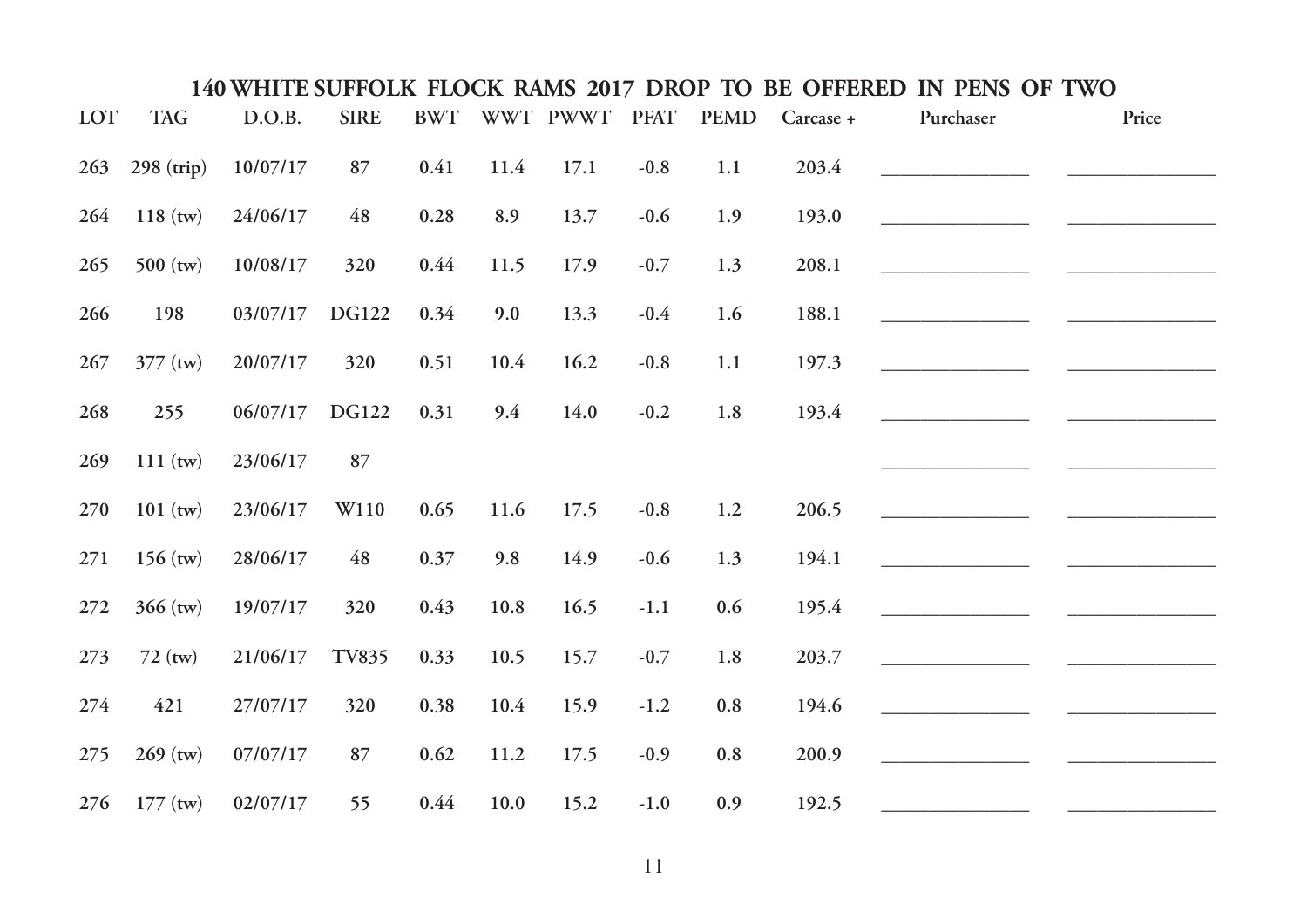## 140 WHITE SUFFOLK FLOCK RAMS 2017 DROP TO BE OFFERED IN PENS OF TWO

| LOT | TAG | D.O.B. | SIRE | BWT | WWT | PWWT | PFAT | PEMD | Carcase + | Purchaser | Price |
|---|---|---|---|---|---|---|---|---|---|---|---|
| 263 | 298 (trip) | 10/07/17 | 87 | 0.41 | 11.4 | 17.1 | -0.8 | 1.1 | 203.4 | _______________ | _______________ |
| 264 | 118 (tw) | 24/06/17 | 48 | 0.28 | 8.9 | 13.7 | -0.6 | 1.9 | 193.0 | _______________ | _______________ |
| 265 | 500 (tw) | 10/08/17 | 320 | 0.44 | 11.5 | 17.9 | -0.7 | 1.3 | 208.1 | _______________ | _______________ |
| 266 | 198 | 03/07/17 | DG122 | 0.34 | 9.0 | 13.3 | -0.4 | 1.6 | 188.1 | _______________ | _______________ |
| 267 | 377 (tw) | 20/07/17 | 320 | 0.51 | 10.4 | 16.2 | -0.8 | 1.1 | 197.3 | _______________ | _______________ |
| 268 | 255 | 06/07/17 | DG122 | 0.31 | 9.4 | 14.0 | -0.2 | 1.8 | 193.4 | _______________ | _______________ |
| 269 | 111 (tw) | 23/06/17 | 87 | | | | | | | _______________ | _______________ |
| 270 | 101 (tw) | 23/06/17 | W110 | 0.65 | 11.6 | 17.5 | -0.8 | 1.2 | 206.5 | _______________ | _______________ |
| 271 | 156 (tw) | 28/06/17 | 48 | 0.37 | 9.8 | 14.9 | -0.6 | 1.3 | 194.1 | _______________ | _______________ |
| 272 | 366 (tw) | 19/07/17 | 320 | 0.43 | 10.8 | 16.5 | -1.1 | 0.6 | 195.4 | _______________ | _______________ |
| 273 | 72 (tw) | 21/06/17 | TV835 | 0.33 | 10.5 | 15.7 | -0.7 | 1.8 | 203.7 | _______________ | _______________ |
| 274 | 421 | 27/07/17 | 320 | 0.38 | 10.4 | 15.9 | -1.2 | 0.8 | 194.6 | _______________ | _______________ |
| 275 | 269 (tw) | 07/07/17 | 87 | 0.62 | 11.2 | 17.5 | -0.9 | 0.8 | 200.9 | _______________ | _______________ |
| 276 | 177 (tw) | 02/07/17 | 55 | 0.44 | 10.0 | 15.2 | -1.0 | 0.9 | 192.5 | _______________ | _______________ |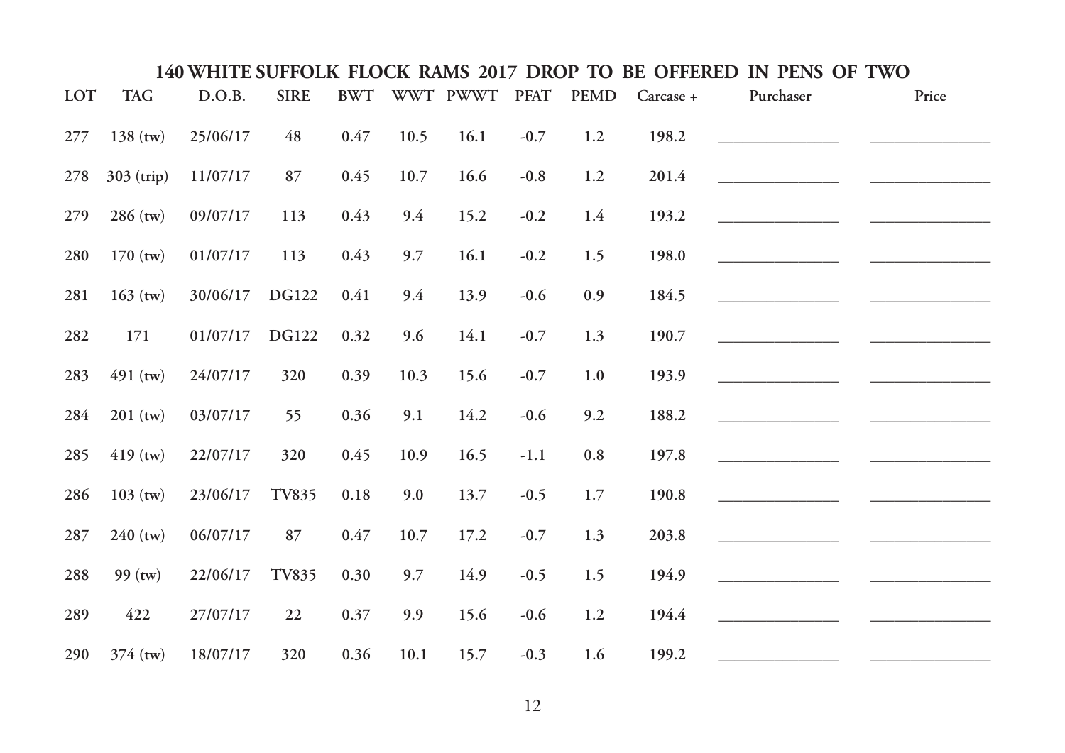## 140 WHITE SUFFOLK FLOCK RAMS 2017 DROP TO BE OFFERED IN PENS OF TWO

| LOT | TAG | D.O.B. | SIRE | BWT | WWT | PWWT | PFAT | PEMD | Carcase + | Purchaser | Price |
|---|---|---|---|---|---|---|---|---|---|---|---|
| 277 | 138 (tw) | 25/06/17 | 48 | 0.47 | 10.5 | 16.1 | -0.7 | 1.2 | 198.2 | _______________ | _______________ |
| 278 | 303 (trip) | 11/07/17 | 87 | 0.45 | 10.7 | 16.6 | -0.8 | 1.2 | 201.4 | _______________ | _______________ |
| 279 | 286 (tw) | 09/07/17 | 113 | 0.43 | 9.4 | 15.2 | -0.2 | 1.4 | 193.2 | _______________ | _______________ |
| 280 | 170 (tw) | 01/07/17 | 113 | 0.43 | 9.7 | 16.1 | -0.2 | 1.5 | 198.0 | _______________ | _______________ |
| 281 | 163 (tw) | 30/06/17 | DG122 | 0.41 | 9.4 | 13.9 | -0.6 | 0.9 | 184.5 | _______________ | _______________ |
| 282 | 171 | 01/07/17 | DG122 | 0.32 | 9.6 | 14.1 | -0.7 | 1.3 | 190.7 | _______________ | _______________ |
| 283 | 491 (tw) | 24/07/17 | 320 | 0.39 | 10.3 | 15.6 | -0.7 | 1.0 | 193.9 | _______________ | _______________ |
| 284 | 201 (tw) | 03/07/17 | 55 | 0.36 | 9.1 | 14.2 | -0.6 | 9.2 | 188.2 | _______________ | _______________ |
| 285 | 419 (tw) | 22/07/17 | 320 | 0.45 | 10.9 | 16.5 | -1.1 | 0.8 | 197.8 | _______________ | _______________ |
| 286 | 103 (tw) | 23/06/17 | TV835 | 0.18 | 9.0 | 13.7 | -0.5 | 1.7 | 190.8 | _______________ | _______________ |
| 287 | 240 (tw) | 06/07/17 | 87 | 0.47 | 10.7 | 17.2 | -0.7 | 1.3 | 203.8 | _______________ | _______________ |
| 288 | 99 (tw) | 22/06/17 | TV835 | 0.30 | 9.7 | 14.9 | -0.5 | 1.5 | 194.9 | _______________ | _______________ |
| 289 | 422 | 27/07/17 | 22 | 0.37 | 9.9 | 15.6 | -0.6 | 1.2 | 194.4 | _______________ | _______________ |
| 290 | 374 (tw) | 18/07/17 | 320 | 0.36 | 10.1 | 15.7 | -0.3 | 1.6 | 199.2 | _______________ | _______________ |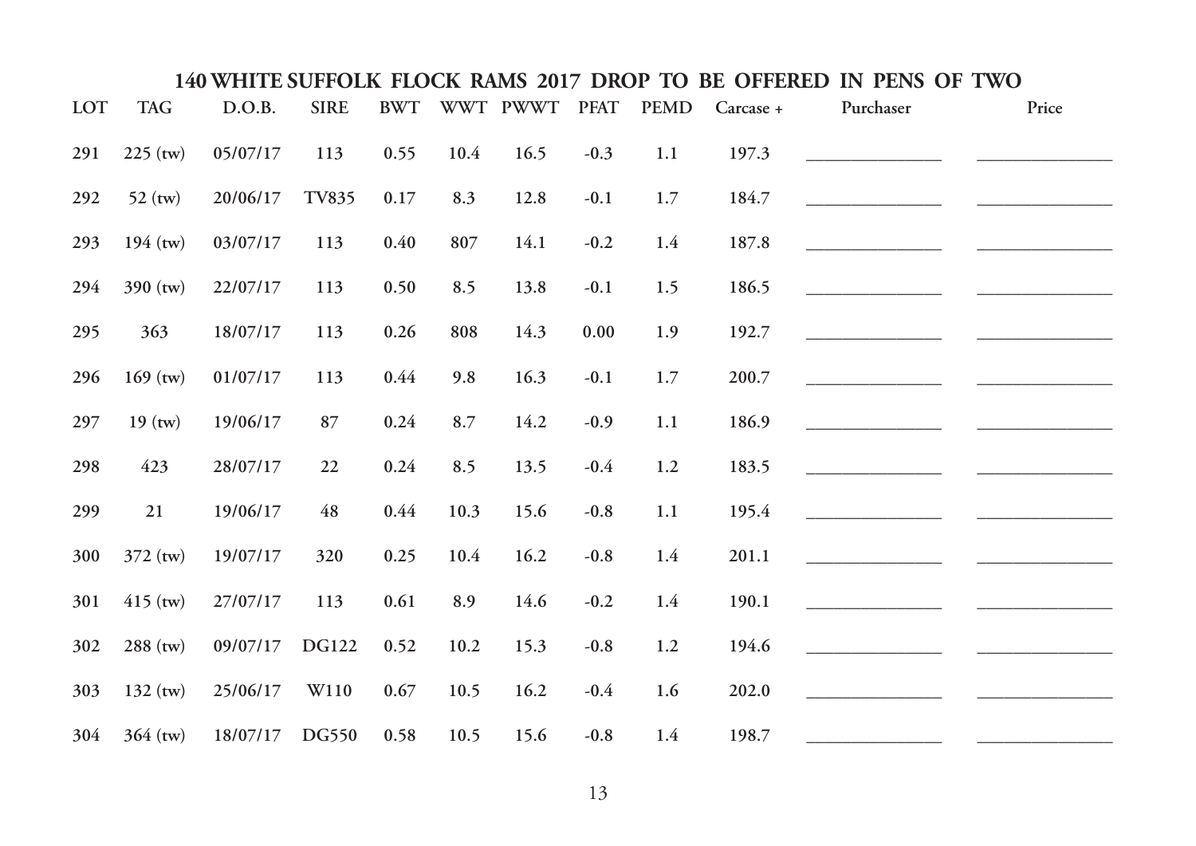# 140 WHITE SUFFOLK FLOCK RAMS 2017 DROP TO BE OFFERED IN PENS OF TWO

| LOT | TAG | D.O.B. | SIRE | BWT | WWT | PWWT | PFAT | PEMD | Carcase + | Purchaser | Price |
|---|---|---|---|---|---|---|---|---|---|---|---|
| 291 | 225 (tw) | 05/07/17 | 113 | 0.55 | 10.4 | 16.5 | -0.3 | 1.1 | 197.3 | ______________ | ______________ |
| 292 | 52 (tw) | 20/06/17 | TV835 | 0.17 | 8.3 | 12.8 | -0.1 | 1.7 | 184.7 | ______________ | ______________ |
| 293 | 194 (tw) | 03/07/17 | 113 | 0.40 | 807 | 14.1 | -0.2 | 1.4 | 187.8 | ______________ | ______________ |
| 294 | 390 (tw) | 22/07/17 | 113 | 0.50 | 8.5 | 13.8 | -0.1 | 1.5 | 186.5 | ______________ | ______________ |
| 295 | 363 | 18/07/17 | 113 | 0.26 | 808 | 14.3 | 0.00 | 1.9 | 192.7 | ______________ | ______________ |
| 296 | 169 (tw) | 01/07/17 | 113 | 0.44 | 9.8 | 16.3 | -0.1 | 1.7 | 200.7 | ______________ | ______________ |
| 297 | 19 (tw) | 19/06/17 | 87 | 0.24 | 8.7 | 14.2 | -0.9 | 1.1 | 186.9 | ______________ | ______________ |
| 298 | 423 | 28/07/17 | 22 | 0.24 | 8.5 | 13.5 | -0.4 | 1.2 | 183.5 | ______________ | ______________ |
| 299 | 21 | 19/06/17 | 48 | 0.44 | 10.3 | 15.6 | -0.8 | 1.1 | 195.4 | ______________ | ______________ |
| 300 | 372 (tw) | 19/07/17 | 320 | 0.25 | 10.4 | 16.2 | -0.8 | 1.4 | 201.1 | ______________ | ______________ |
| 301 | 415 (tw) | 27/07/17 | 113 | 0.61 | 8.9 | 14.6 | -0.2 | 1.4 | 190.1 | ______________ | ______________ |
| 302 | 288 (tw) | 09/07/17 | DG122 | 0.52 | 10.2 | 15.3 | -0.8 | 1.2 | 194.6 | ______________ | ______________ |
| 303 | 132 (tw) | 25/06/17 | W110 | 0.67 | 10.5 | 16.2 | -0.4 | 1.6 | 202.0 | ______________ | ______________ |
| 304 | 364 (tw) | 18/07/17 | DG550 | 0.58 | 10.5 | 15.6 | -0.8 | 1.4 | 198.7 | ______________ | ______________ |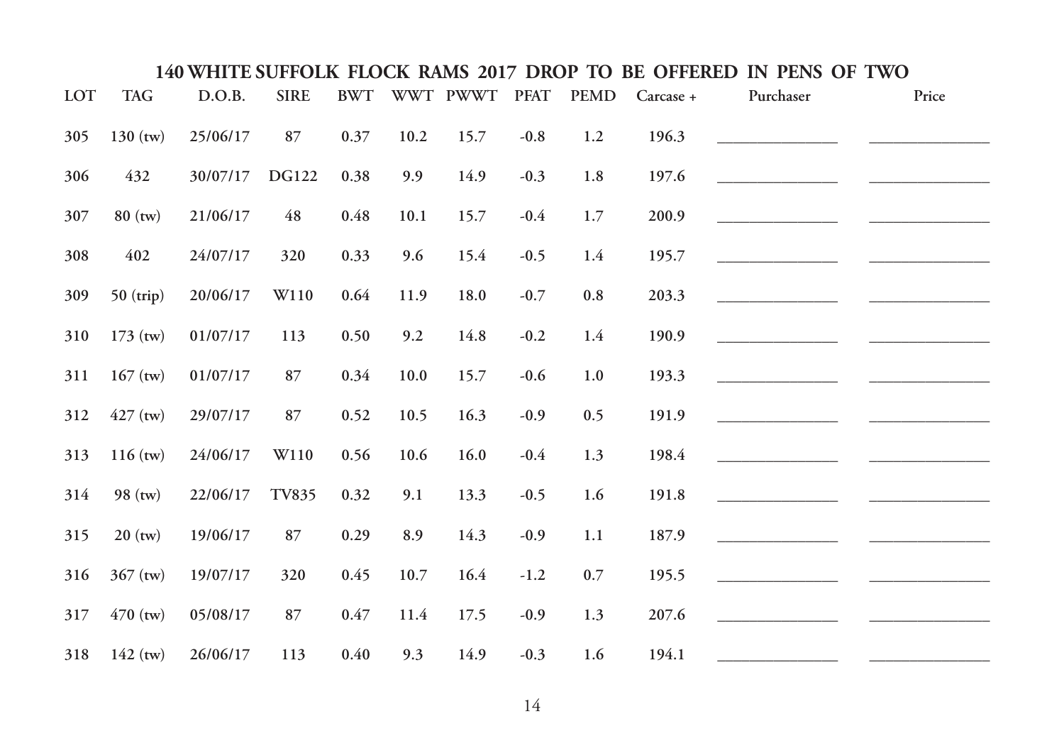## 140 WHITE SUFFOLK FLOCK RAMS 2017 DROP TO BE OFFERED IN PENS OF TWO

| LOT | TAG | D.O.B. | SIRE | BWT | WWT | PWWT | PFAT | PEMD | Carcase + | Purchaser | Price |
|---|---|---|---|---|---|---|---|---|---|---|---|
| 305 | 130 (tw) | 25/06/17 | 87 | 0.37 | 10.2 | 15.7 | -0.8 | 1.2 | 196.3 | ______________ | ______________ |
| 306 | 432 | 30/07/17 | DG122 | 0.38 | 9.9 | 14.9 | -0.3 | 1.8 | 197.6 | ______________ | ______________ |
| 307 | 80 (tw) | 21/06/17 | 48 | 0.48 | 10.1 | 15.7 | -0.4 | 1.7 | 200.9 | ______________ | ______________ |
| 308 | 402 | 24/07/17 | 320 | 0.33 | 9.6 | 15.4 | -0.5 | 1.4 | 195.7 | ______________ | ______________ |
| 309 | 50 (trip) | 20/06/17 | W110 | 0.64 | 11.9 | 18.0 | -0.7 | 0.8 | 203.3 | ______________ | ______________ |
| 310 | 173 (tw) | 01/07/17 | 113 | 0.50 | 9.2 | 14.8 | -0.2 | 1.4 | 190.9 | ______________ | ______________ |
| 311 | 167 (tw) | 01/07/17 | 87 | 0.34 | 10.0 | 15.7 | -0.6 | 1.0 | 193.3 | ______________ | ______________ |
| 312 | 427 (tw) | 29/07/17 | 87 | 0.52 | 10.5 | 16.3 | -0.9 | 0.5 | 191.9 | ______________ | ______________ |
| 313 | 116 (tw) | 24/06/17 | W110 | 0.56 | 10.6 | 16.0 | -0.4 | 1.3 | 198.4 | ______________ | ______________ |
| 314 | 98 (tw) | 22/06/17 | TV835 | 0.32 | 9.1 | 13.3 | -0.5 | 1.6 | 191.8 | ______________ | ______________ |
| 315 | 20 (tw) | 19/06/17 | 87 | 0.29 | 8.9 | 14.3 | -0.9 | 1.1 | 187.9 | ______________ | ______________ |
| 316 | 367 (tw) | 19/07/17 | 320 | 0.45 | 10.7 | 16.4 | -1.2 | 0.7 | 195.5 | ______________ | ______________ |
| 317 | 470 (tw) | 05/08/17 | 87 | 0.47 | 11.4 | 17.5 | -0.9 | 1.3 | 207.6 | ______________ | ______________ |
| 318 | 142 (tw) | 26/06/17 | 113 | 0.40 | 9.3 | 14.9 | -0.3 | 1.6 | 194.1 | ______________ | ______________ |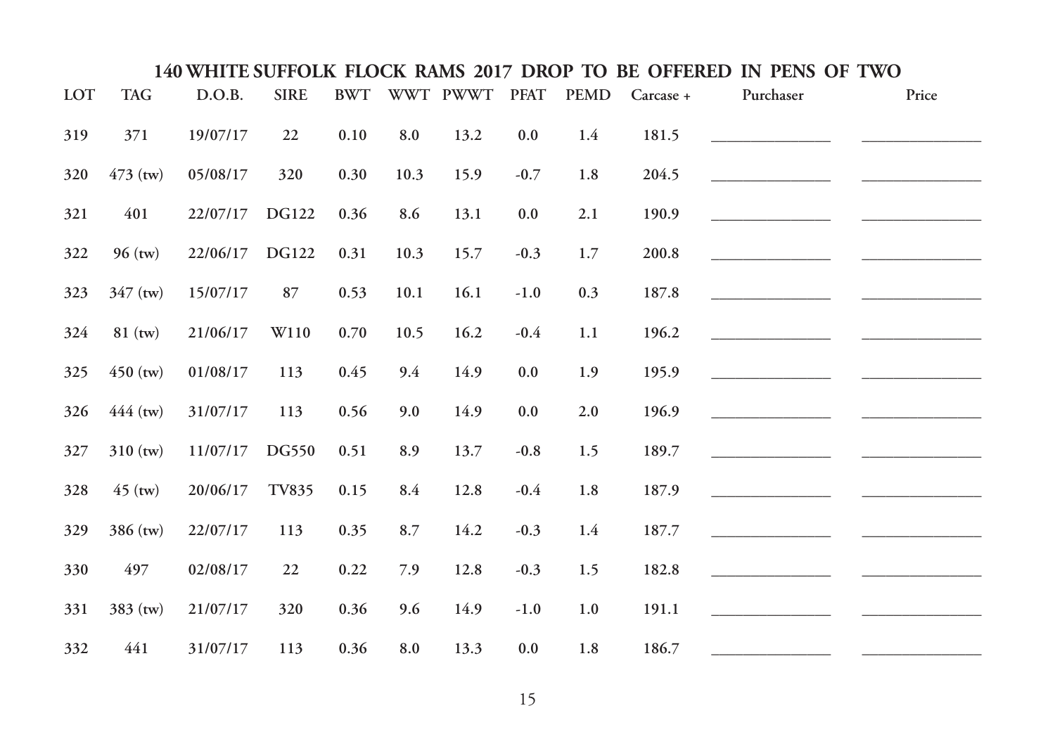## 140 WHITE SUFFOLK FLOCK RAMS 2017 DROP TO BE OFFERED IN PENS OF TWO

| LOT | TAG | D.O.B. | SIRE | BWT | WWT | PWWT | PFAT | PEMD | Carcase + | Purchaser | Price |
|---|---|---|---|---|---|---|---|---|---|---|---|
| 319 | 371 | 19/07/17 | 22 | 0.10 | 8.0 | 13.2 | 0.0 | 1.4 | 181.5 | ____________ | ____________ |
| 320 | 473 (tw) | 05/08/17 | 320 | 0.30 | 10.3 | 15.9 | -0.7 | 1.8 | 204.5 | ____________ | ____________ |
| 321 | 401 | 22/07/17 | DG122 | 0.36 | 8.6 | 13.1 | 0.0 | 2.1 | 190.9 | ____________ | ____________ |
| 322 | 96 (tw) | 22/06/17 | DG122 | 0.31 | 10.3 | 15.7 | -0.3 | 1.7 | 200.8 | ____________ | ____________ |
| 323 | 347 (tw) | 15/07/17 | 87 | 0.53 | 10.1 | 16.1 | -1.0 | 0.3 | 187.8 | ____________ | ____________ |
| 324 | 81 (tw) | 21/06/17 | W110 | 0.70 | 10.5 | 16.2 | -0.4 | 1.1 | 196.2 | ____________ | ____________ |
| 325 | 450 (tw) | 01/08/17 | 113 | 0.45 | 9.4 | 14.9 | 0.0 | 1.9 | 195.9 | ____________ | ____________ |
| 326 | 444 (tw) | 31/07/17 | 113 | 0.56 | 9.0 | 14.9 | 0.0 | 2.0 | 196.9 | ____________ | ____________ |
| 327 | 310 (tw) | 11/07/17 | DG550 | 0.51 | 8.9 | 13.7 | -0.8 | 1.5 | 189.7 | ____________ | ____________ |
| 328 | 45 (tw) | 20/06/17 | TV835 | 0.15 | 8.4 | 12.8 | -0.4 | 1.8 | 187.9 | ____________ | ____________ |
| 329 | 386 (tw) | 22/07/17 | 113 | 0.35 | 8.7 | 14.2 | -0.3 | 1.4 | 187.7 | ____________ | ____________ |
| 330 | 497 | 02/08/17 | 22 | 0.22 | 7.9 | 12.8 | -0.3 | 1.5 | 182.8 | ____________ | ____________ |
| 331 | 383 (tw) | 21/07/17 | 320 | 0.36 | 9.6 | 14.9 | -1.0 | 1.0 | 191.1 | ____________ | ____________ |
| 332 | 441 | 31/07/17 | 113 | 0.36 | 8.0 | 13.3 | 0.0 | 1.8 | 186.7 | ____________ | ____________ |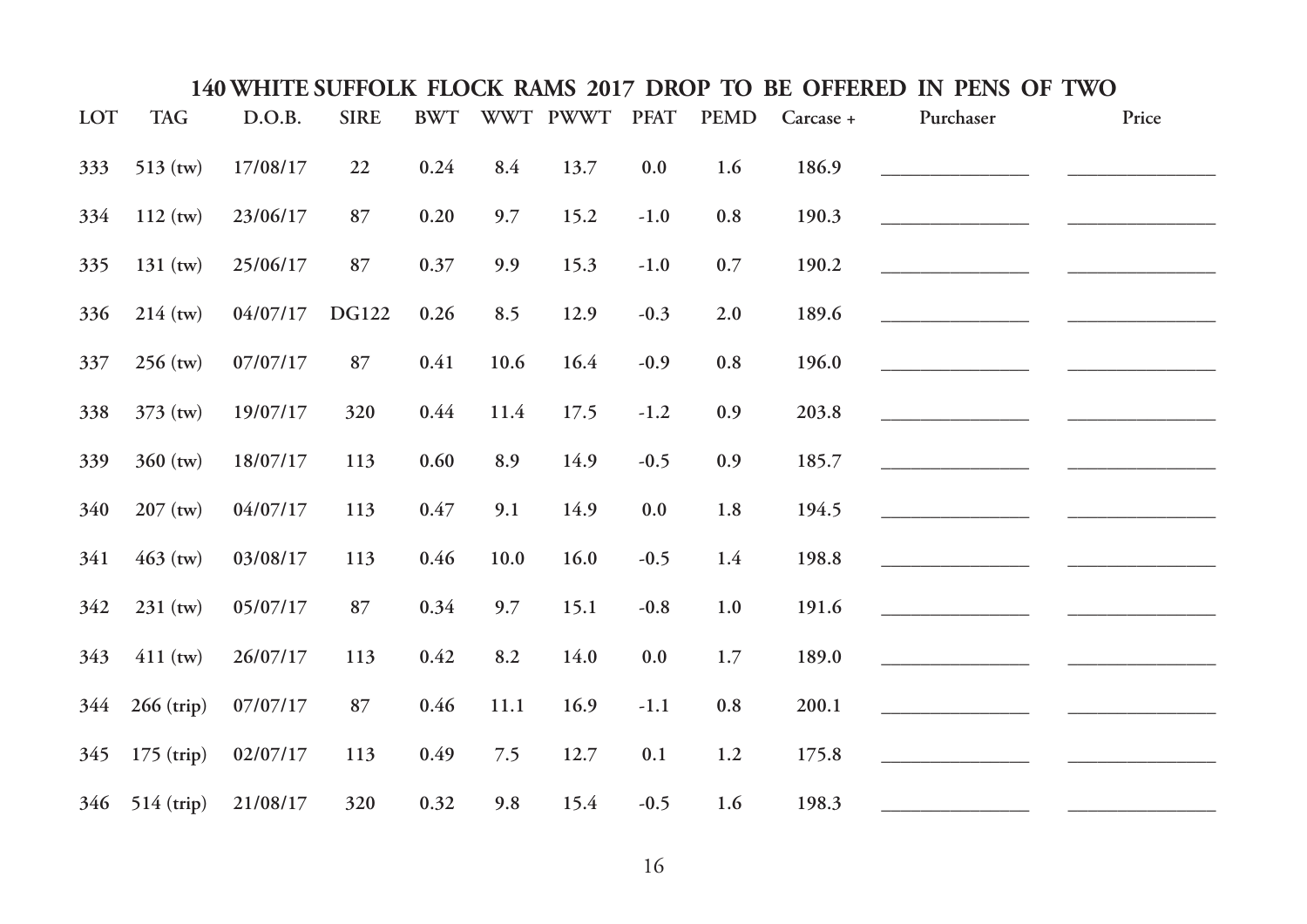## 140 WHITE SUFFOLK FLOCK RAMS 2017 DROP TO BE OFFERED IN PENS OF TWO

| LOT | TAG | D.O.B. | SIRE | BWT | WWT | PWWT | PFAT | PEMD | Carcase + | Purchaser | Price |
|---|---|---|---|---|---|---|---|---|---|---|---|
| 333 | 513 (tw) | 17/08/17 | 22 | 0.24 | 8.4 | 13.7 | 0.0 | 1.6 | 186.9 | ______________ | ______________ |
| 334 | 112 (tw) | 23/06/17 | 87 | 0.20 | 9.7 | 15.2 | -1.0 | 0.8 | 190.3 | ______________ | ______________ |
| 335 | 131 (tw) | 25/06/17 | 87 | 0.37 | 9.9 | 15.3 | -1.0 | 0.7 | 190.2 | ______________ | ______________ |
| 336 | 214 (tw) | 04/07/17 | DG122 | 0.26 | 8.5 | 12.9 | -0.3 | 2.0 | 189.6 | ______________ | ______________ |
| 337 | 256 (tw) | 07/07/17 | 87 | 0.41 | 10.6 | 16.4 | -0.9 | 0.8 | 196.0 | ______________ | ______________ |
| 338 | 373 (tw) | 19/07/17 | 320 | 0.44 | 11.4 | 17.5 | -1.2 | 0.9 | 203.8 | ______________ | ______________ |
| 339 | 360 (tw) | 18/07/17 | 113 | 0.60 | 8.9 | 14.9 | -0.5 | 0.9 | 185.7 | ______________ | ______________ |
| 340 | 207 (tw) | 04/07/17 | 113 | 0.47 | 9.1 | 14.9 | 0.0 | 1.8 | 194.5 | ______________ | ______________ |
| 341 | 463 (tw) | 03/08/17 | 113 | 0.46 | 10.0 | 16.0 | -0.5 | 1.4 | 198.8 | ______________ | ______________ |
| 342 | 231 (tw) | 05/07/17 | 87 | 0.34 | 9.7 | 15.1 | -0.8 | 1.0 | 191.6 | ______________ | ______________ |
| 343 | 411 (tw) | 26/07/17 | 113 | 0.42 | 8.2 | 14.0 | 0.0 | 1.7 | 189.0 | ______________ | ______________ |
| 344 | 266 (trip) | 07/07/17 | 87 | 0.46 | 11.1 | 16.9 | -1.1 | 0.8 | 200.1 | ______________ | ______________ |
| 345 | 175 (trip) | 02/07/17 | 113 | 0.49 | 7.5 | 12.7 | 0.1 | 1.2 | 175.8 | ______________ | ______________ |
| 346 | 514 (trip) | 21/08/17 | 320 | 0.32 | 9.8 | 15.4 | -0.5 | 1.6 | 198.3 | ______________ | ______________ |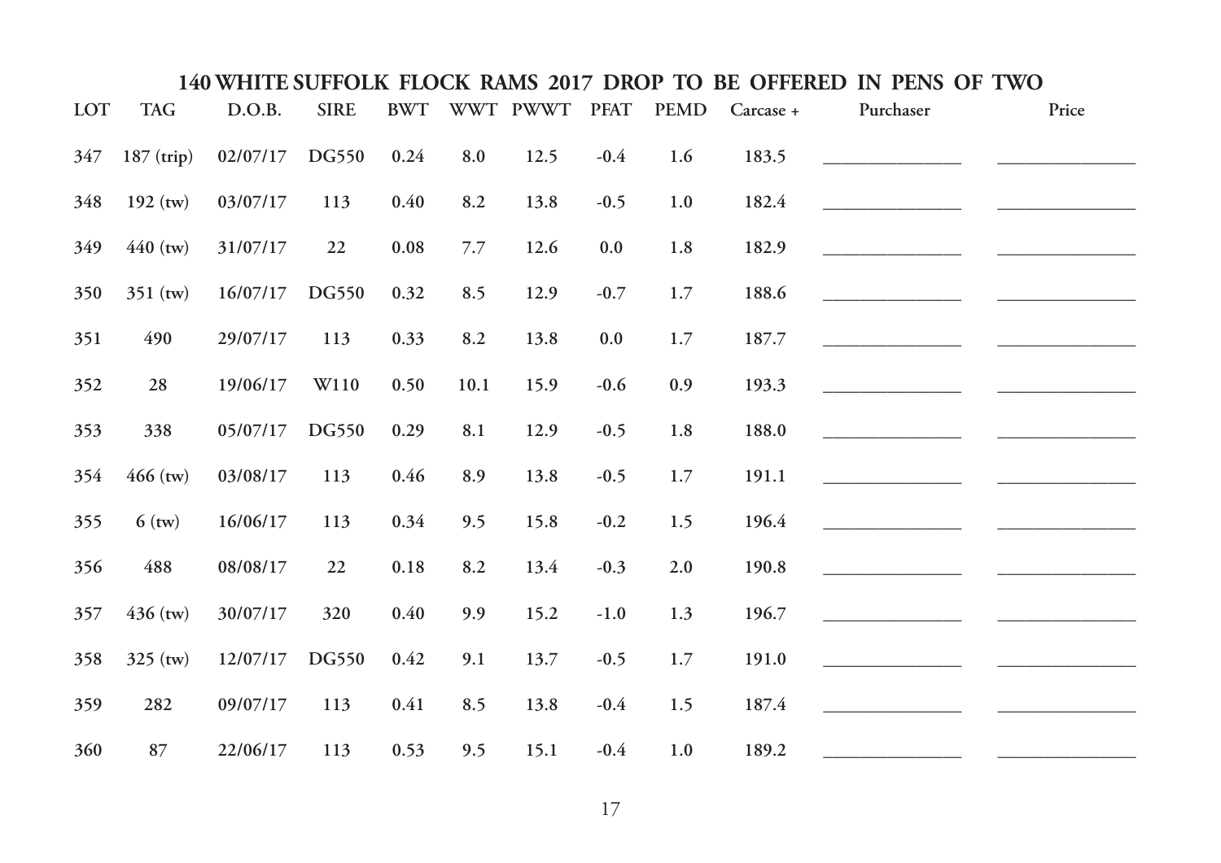## 140 WHITE SUFFOLK FLOCK RAMS 2017 DROP TO BE OFFERED IN PENS OF TWO

| LOT | TAG | D.O.B. | SIRE | BWT | WWT | PWWT | PFAT | PEMD | Carcase + | Purchaser | Price |
|---|---|---|---|---|---|---|---|---|---|---|---|
| 347 | 187 (trip) | 02/07/17 | DG550 | 0.24 | 8.0 | 12.5 | -0.4 | 1.6 | 183.5 | | |
| 348 | 192 (tw) | 03/07/17 | 113 | 0.40 | 8.2 | 13.8 | -0.5 | 1.0 | 182.4 | | |
| 349 | 440 (tw) | 31/07/17 | 22 | 0.08 | 7.7 | 12.6 | 0.0 | 1.8 | 182.9 | | |
| 350 | 351 (tw) | 16/07/17 | DG550 | 0.32 | 8.5 | 12.9 | -0.7 | 1.7 | 188.6 | | |
| 351 | 490 | 29/07/17 | 113 | 0.33 | 8.2 | 13.8 | 0.0 | 1.7 | 187.7 | | |
| 352 | 28 | 19/06/17 | W110 | 0.50 | 10.1 | 15.9 | -0.6 | 0.9 | 193.3 | | |
| 353 | 338 | 05/07/17 | DG550 | 0.29 | 8.1 | 12.9 | -0.5 | 1.8 | 188.0 | | |
| 354 | 466 (tw) | 03/08/17 | 113 | 0.46 | 8.9 | 13.8 | -0.5 | 1.7 | 191.1 | | |
| 355 | 6 (tw) | 16/06/17 | 113 | 0.34 | 9.5 | 15.8 | -0.2 | 1.5 | 196.4 | | |
| 356 | 488 | 08/08/17 | 22 | 0.18 | 8.2 | 13.4 | -0.3 | 2.0 | 190.8 | | |
| 357 | 436 (tw) | 30/07/17 | 320 | 0.40 | 9.9 | 15.2 | -1.0 | 1.3 | 196.7 | | |
| 358 | 325 (tw) | 12/07/17 | DG550 | 0.42 | 9.1 | 13.7 | -0.5 | 1.7 | 191.0 | | |
| 359 | 282 | 09/07/17 | 113 | 0.41 | 8.5 | 13.8 | -0.4 | 1.5 | 187.4 | | |
| 360 | 87 | 22/06/17 | 113 | 0.53 | 9.5 | 15.1 | -0.4 | 1.0 | 189.2 | | |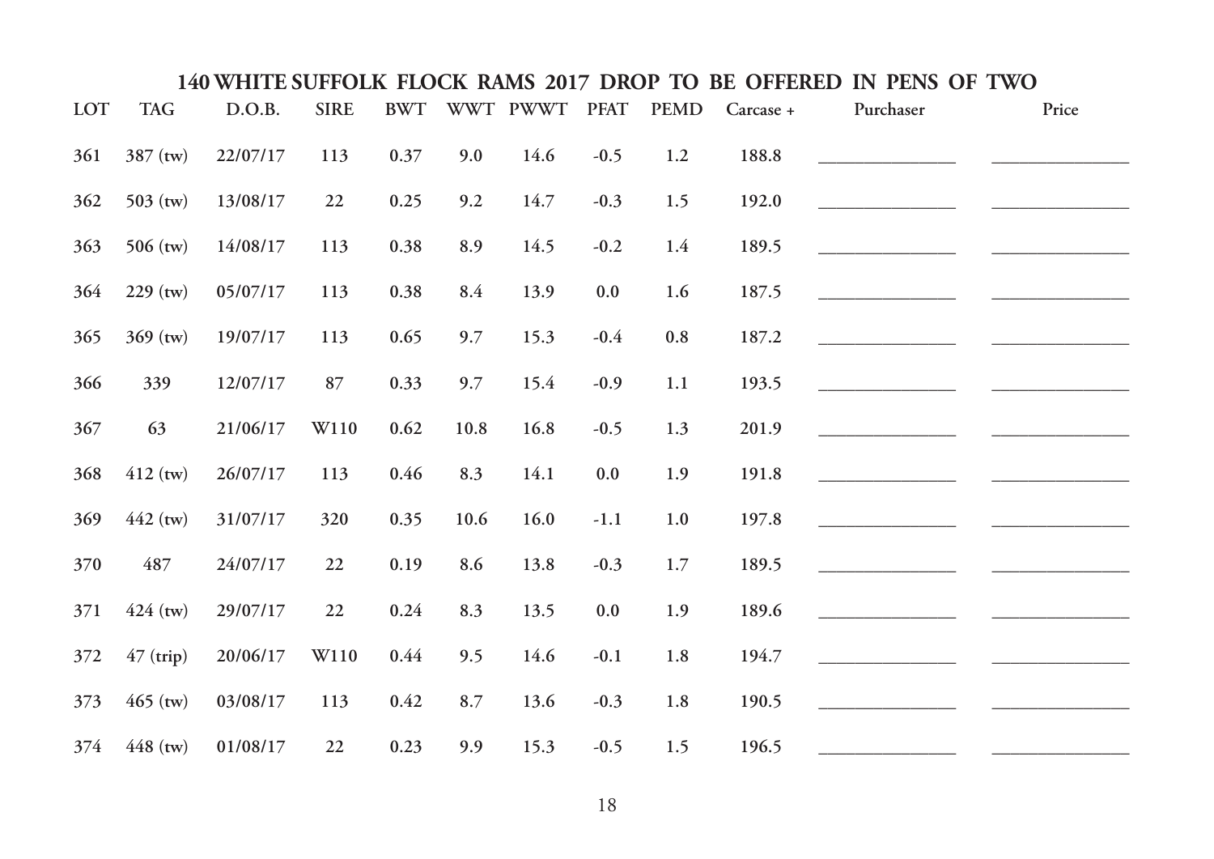## 140 WHITE SUFFOLK FLOCK RAMS 2017 DROP TO BE OFFERED IN PENS OF TWO

| LOT | TAG | D.O.B. | SIRE | BWT | WWT | PWWT | PFAT | PEMD | Carcase + | Purchaser | Price |
|---|---|---|---|---|---|---|---|---|---|---|---|
| 361 | 387 (tw) | 22/07/17 | 113 | 0.37 | 9.0 | 14.6 | -0.5 | 1.2 | 188.8 | ______________ | ______________ |
| 362 | 503 (tw) | 13/08/17 | 22 | 0.25 | 9.2 | 14.7 | -0.3 | 1.5 | 192.0 | ______________ | ______________ |
| 363 | 506 (tw) | 14/08/17 | 113 | 0.38 | 8.9 | 14.5 | -0.2 | 1.4 | 189.5 | ______________ | ______________ |
| 364 | 229 (tw) | 05/07/17 | 113 | 0.38 | 8.4 | 13.9 | 0.0 | 1.6 | 187.5 | ______________ | ______________ |
| 365 | 369 (tw) | 19/07/17 | 113 | 0.65 | 9.7 | 15.3 | -0.4 | 0.8 | 187.2 | ______________ | ______________ |
| 366 | 339 | 12/07/17 | 87 | 0.33 | 9.7 | 15.4 | -0.9 | 1.1 | 193.5 | ______________ | ______________ |
| 367 | 63 | 21/06/17 | W110 | 0.62 | 10.8 | 16.8 | -0.5 | 1.3 | 201.9 | ______________ | ______________ |
| 368 | 412 (tw) | 26/07/17 | 113 | 0.46 | 8.3 | 14.1 | 0.0 | 1.9 | 191.8 | ______________ | ______________ |
| 369 | 442 (tw) | 31/07/17 | 320 | 0.35 | 10.6 | 16.0 | -1.1 | 1.0 | 197.8 | ______________ | ______________ |
| 370 | 487 | 24/07/17 | 22 | 0.19 | 8.6 | 13.8 | -0.3 | 1.7 | 189.5 | ______________ | ______________ |
| 371 | 424 (tw) | 29/07/17 | 22 | 0.24 | 8.3 | 13.5 | 0.0 | 1.9 | 189.6 | ______________ | ______________ |
| 372 | 47 (trip) | 20/06/17 | W110 | 0.44 | 9.5 | 14.6 | -0.1 | 1.8 | 194.7 | ______________ | ______________ |
| 373 | 465 (tw) | 03/08/17 | 113 | 0.42 | 8.7 | 13.6 | -0.3 | 1.8 | 190.5 | ______________ | ______________ |
| 374 | 448 (tw) | 01/08/17 | 22 | 0.23 | 9.9 | 15.3 | -0.5 | 1.5 | 196.5 | ______________ | ______________ |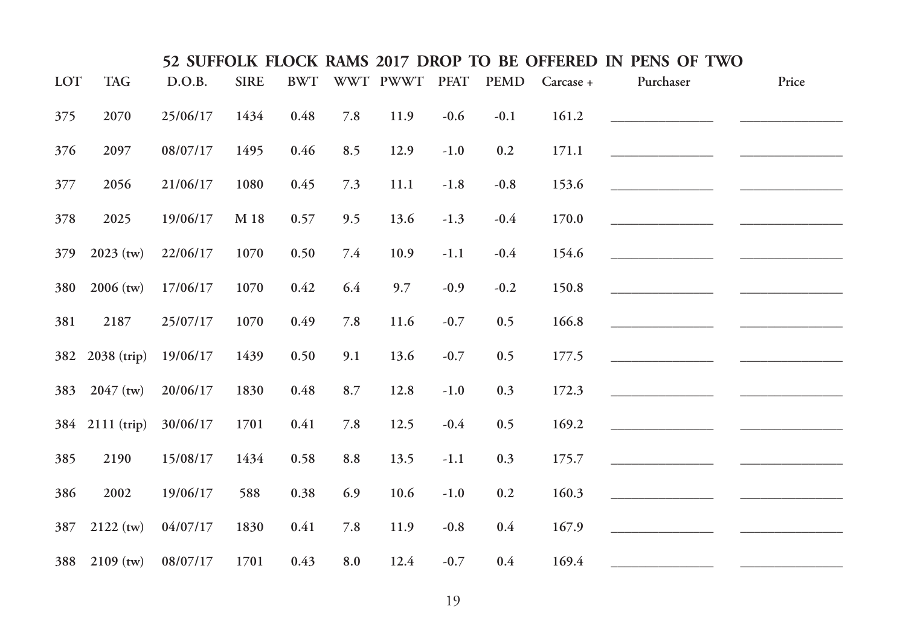# 52 SUFFOLK FLOCK RAMS 2017 DROP TO BE OFFERED IN PENS OF TWO

| LOT | TAG | D.O.B. | SIRE | BWT | WWT | PWWT | PFAT | PEMD | Carcase + | Purchaser | Price |
|---|---|---|---|---|---|---|---|---|---|---|---|
| 375 | 2070 | 25/06/17 | 1434 | 0.48 | 7.8 | 11.9 | -0.6 | -0.1 | 161.2 | ______________ | ______________ |
| 376 | 2097 | 08/07/17 | 1495 | 0.46 | 8.5 | 12.9 | -1.0 | 0.2 | 171.1 | ______________ | ______________ |
| 377 | 2056 | 21/06/17 | 1080 | 0.45 | 7.3 | 11.1 | -1.8 | -0.8 | 153.6 | ______________ | ______________ |
| 378 | 2025 | 19/06/17 | M 18 | 0.57 | 9.5 | 13.6 | -1.3 | -0.4 | 170.0 | ______________ | ______________ |
| 379 | 2023 (tw) | 22/06/17 | 1070 | 0.50 | 7.4 | 10.9 | -1.1 | -0.4 | 154.6 | ______________ | ______________ |
| 380 | 2006 (tw) | 17/06/17 | 1070 | 0.42 | 6.4 | 9.7 | -0.9 | -0.2 | 150.8 | ______________ | ______________ |
| 381 | 2187 | 25/07/17 | 1070 | 0.49 | 7.8 | 11.6 | -0.7 | 0.5 | 166.8 | ______________ | ______________ |
| 382 | 2038 (trip) | 19/06/17 | 1439 | 0.50 | 9.1 | 13.6 | -0.7 | 0.5 | 177.5 | ______________ | ______________ |
| 383 | 2047 (tw) | 20/06/17 | 1830 | 0.48 | 8.7 | 12.8 | -1.0 | 0.3 | 172.3 | ______________ | ______________ |
| 384 | 2111 (trip) | 30/06/17 | 1701 | 0.41 | 7.8 | 12.5 | -0.4 | 0.5 | 169.2 | ______________ | ______________ |
| 385 | 2190 | 15/08/17 | 1434 | 0.58 | 8.8 | 13.5 | -1.1 | 0.3 | 175.7 | ______________ | ______________ |
| 386 | 2002 | 19/06/17 | 588 | 0.38 | 6.9 | 10.6 | -1.0 | 0.2 | 160.3 | ______________ | ______________ |
| 387 | 2122 (tw) | 04/07/17 | 1830 | 0.41 | 7.8 | 11.9 | -0.8 | 0.4 | 167.9 | ______________ | ______________ |
| 388 | 2109 (tw) | 08/07/17 | 1701 | 0.43 | 8.0 | 12.4 | -0.7 | 0.4 | 169.4 | ______________ | ______________ |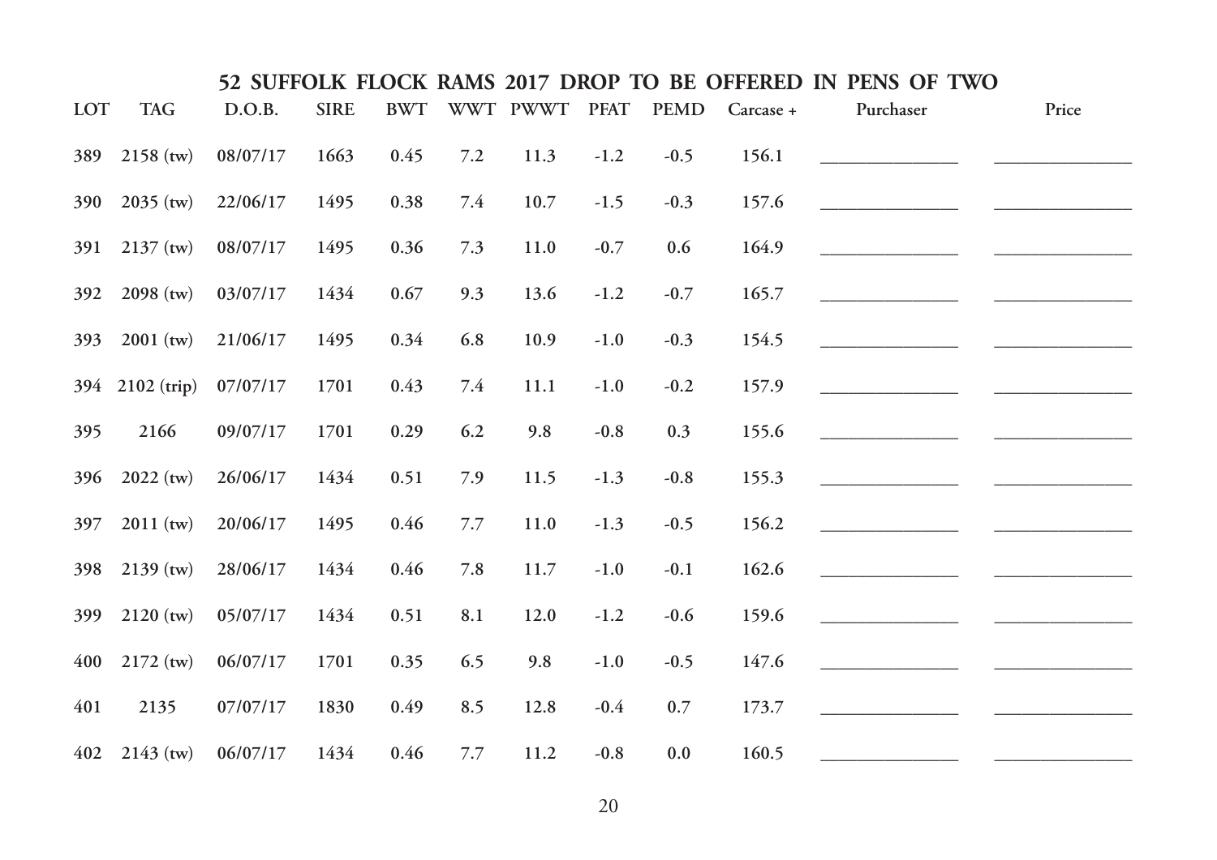## 52 SUFFOLK FLOCK RAMS 2017 DROP TO BE OFFERED IN PENS OF TWO

| LOT | TAG | D.O.B. | SIRE | BWT | WWT | PWWT | PFAT | PEMD | Carcase + | Purchaser | Price |
|---|---|---|---|---|---|---|---|---|---|---|---|
| 389 | 2158 (tw) | 08/07/17 | 1663 | 0.45 | 7.2 | 11.3 | -1.2 | -0.5 | 156.1 | ______________ | ______________ |
| 390 | 2035 (tw) | 22/06/17 | 1495 | 0.38 | 7.4 | 10.7 | -1.5 | -0.3 | 157.6 | ______________ | ______________ |
| 391 | 2137 (tw) | 08/07/17 | 1495 | 0.36 | 7.3 | 11.0 | -0.7 | 0.6 | 164.9 | ______________ | ______________ |
| 392 | 2098 (tw) | 03/07/17 | 1434 | 0.67 | 9.3 | 13.6 | -1.2 | -0.7 | 165.7 | ______________ | ______________ |
| 393 | 2001 (tw) | 21/06/17 | 1495 | 0.34 | 6.8 | 10.9 | -1.0 | -0.3 | 154.5 | ______________ | ______________ |
| 394 | 2102 (trip) | 07/07/17 | 1701 | 0.43 | 7.4 | 11.1 | -1.0 | -0.2 | 157.9 | ______________ | ______________ |
| 395 | 2166 | 09/07/17 | 1701 | 0.29 | 6.2 | 9.8 | -0.8 | 0.3 | 155.6 | ______________ | ______________ |
| 396 | 2022 (tw) | 26/06/17 | 1434 | 0.51 | 7.9 | 11.5 | -1.3 | -0.8 | 155.3 | ______________ | ______________ |
| 397 | 2011 (tw) | 20/06/17 | 1495 | 0.46 | 7.7 | 11.0 | -1.3 | -0.5 | 156.2 | ______________ | ______________ |
| 398 | 2139 (tw) | 28/06/17 | 1434 | 0.46 | 7.8 | 11.7 | -1.0 | -0.1 | 162.6 | ______________ | ______________ |
| 399 | 2120 (tw) | 05/07/17 | 1434 | 0.51 | 8.1 | 12.0 | -1.2 | -0.6 | 159.6 | ______________ | ______________ |
| 400 | 2172 (tw) | 06/07/17 | 1701 | 0.35 | 6.5 | 9.8 | -1.0 | -0.5 | 147.6 | ______________ | ______________ |
| 401 | 2135 | 07/07/17 | 1830 | 0.49 | 8.5 | 12.8 | -0.4 | 0.7 | 173.7 | ______________ | ______________ |
| 402 | 2143 (tw) | 06/07/17 | 1434 | 0.46 | 7.7 | 11.2 | -0.8 | 0.0 | 160.5 | ______________ | ______________ |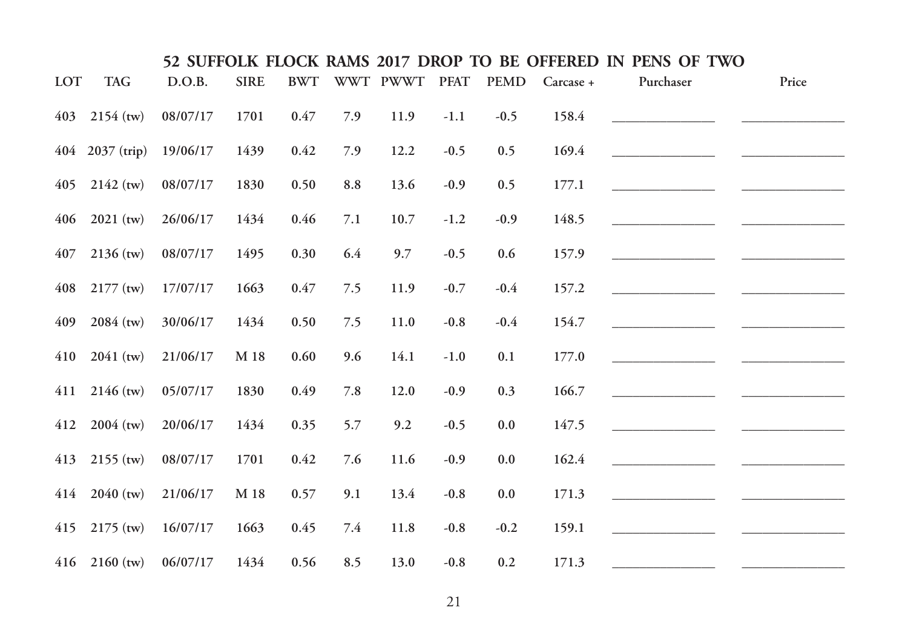## 52 SUFFOLK FLOCK RAMS 2017 DROP TO BE OFFERED IN PENS OF TWO

| LOT | TAG | D.O.B. | SIRE | BWT | WWT | PWWT | PFAT | PEMD | Carcase + | Purchaser | Price |
|---|---|---|---|---|---|---|---|---|---|---|---|
| 403 | 2154 (tw) | 08/07/17 | 1701 | 0.47 | 7.9 | 11.9 | -1.1 | -0.5 | 158.4 | ______________ | ______________ |
| 404 | 2037 (trip) | 19/06/17 | 1439 | 0.42 | 7.9 | 12.2 | -0.5 | 0.5 | 169.4 | ______________ | ______________ |
| 405 | 2142 (tw) | 08/07/17 | 1830 | 0.50 | 8.8 | 13.6 | -0.9 | 0.5 | 177.1 | ______________ | ______________ |
| 406 | 2021 (tw) | 26/06/17 | 1434 | 0.46 | 7.1 | 10.7 | -1.2 | -0.9 | 148.5 | ______________ | ______________ |
| 407 | 2136 (tw) | 08/07/17 | 1495 | 0.30 | 6.4 | 9.7 | -0.5 | 0.6 | 157.9 | ______________ | ______________ |
| 408 | 2177 (tw) | 17/07/17 | 1663 | 0.47 | 7.5 | 11.9 | -0.7 | -0.4 | 157.2 | ______________ | ______________ |
| 409 | 2084 (tw) | 30/06/17 | 1434 | 0.50 | 7.5 | 11.0 | -0.8 | -0.4 | 154.7 | ______________ | ______________ |
| 410 | 2041 (tw) | 21/06/17 | M 18 | 0.60 | 9.6 | 14.1 | -1.0 | 0.1 | 177.0 | ______________ | ______________ |
| 411 | 2146 (tw) | 05/07/17 | 1830 | 0.49 | 7.8 | 12.0 | -0.9 | 0.3 | 166.7 | ______________ | ______________ |
| 412 | 2004 (tw) | 20/06/17 | 1434 | 0.35 | 5.7 | 9.2 | -0.5 | 0.0 | 147.5 | ______________ | ______________ |
| 413 | 2155 (tw) | 08/07/17 | 1701 | 0.42 | 7.6 | 11.6 | -0.9 | 0.0 | 162.4 | ______________ | ______________ |
| 414 | 2040 (tw) | 21/06/17 | M 18 | 0.57 | 9.1 | 13.4 | -0.8 | 0.0 | 171.3 | ______________ | ______________ |
| 415 | 2175 (tw) | 16/07/17 | 1663 | 0.45 | 7.4 | 11.8 | -0.8 | -0.2 | 159.1 | ______________ | ______________ |
| 416 | 2160 (tw) | 06/07/17 | 1434 | 0.56 | 8.5 | 13.0 | -0.8 | 0.2 | 171.3 | ______________ | ______________ |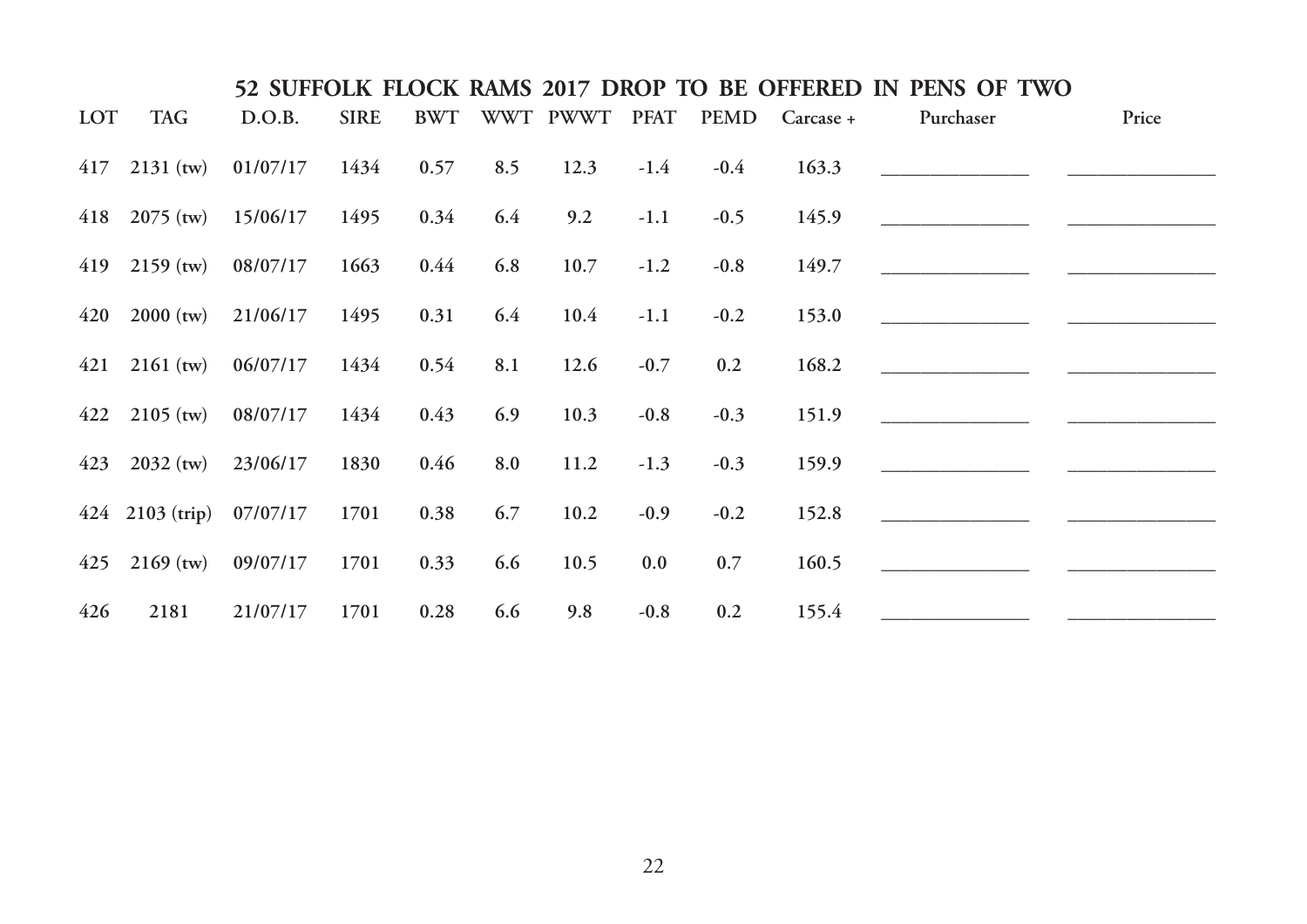## 52 SUFFOLK FLOCK RAMS 2017 DROP TO BE OFFERED IN PENS OF TWO

| LOT | TAG | D.O.B. | SIRE | BWT | WWT | PWWT | PFAT | PEMD | Carcase + | Purchaser | Price |
|---|---|---|---|---|---|---|---|---|---|---|---|
| 417 | 2131 (tw) | 01/07/17 | 1434 | 0.57 | 8.5 | 12.3 | -1.4 | -0.4 | 163.3 | ______________ | ______________ |
| 418 | 2075 (tw) | 15/06/17 | 1495 | 0.34 | 6.4 | 9.2 | -1.1 | -0.5 | 145.9 | ______________ | ______________ |
| 419 | 2159 (tw) | 08/07/17 | 1663 | 0.44 | 6.8 | 10.7 | -1.2 | -0.8 | 149.7 | ______________ | ______________ |
| 420 | 2000 (tw) | 21/06/17 | 1495 | 0.31 | 6.4 | 10.4 | -1.1 | -0.2 | 153.0 | ______________ | ______________ |
| 421 | 2161 (tw) | 06/07/17 | 1434 | 0.54 | 8.1 | 12.6 | -0.7 | 0.2 | 168.2 | ______________ | ______________ |
| 422 | 2105 (tw) | 08/07/17 | 1434 | 0.43 | 6.9 | 10.3 | -0.8 | -0.3 | 151.9 | ______________ | ______________ |
| 423 | 2032 (tw) | 23/06/17 | 1830 | 0.46 | 8.0 | 11.2 | -1.3 | -0.3 | 159.9 | ______________ | ______________ |
| 424 | 2103 (trip) | 07/07/17 | 1701 | 0.38 | 6.7 | 10.2 | -0.9 | -0.2 | 152.8 | ______________ | ______________ |
| 425 | 2169 (tw) | 09/07/17 | 1701 | 0.33 | 6.6 | 10.5 | 0.0 | 0.7 | 160.5 | ______________ | ______________ |
| 426 | 2181 | 21/07/17 | 1701 | 0.28 | 6.6 | 9.8 | -0.8 | 0.2 | 155.4 | ______________ | ______________ |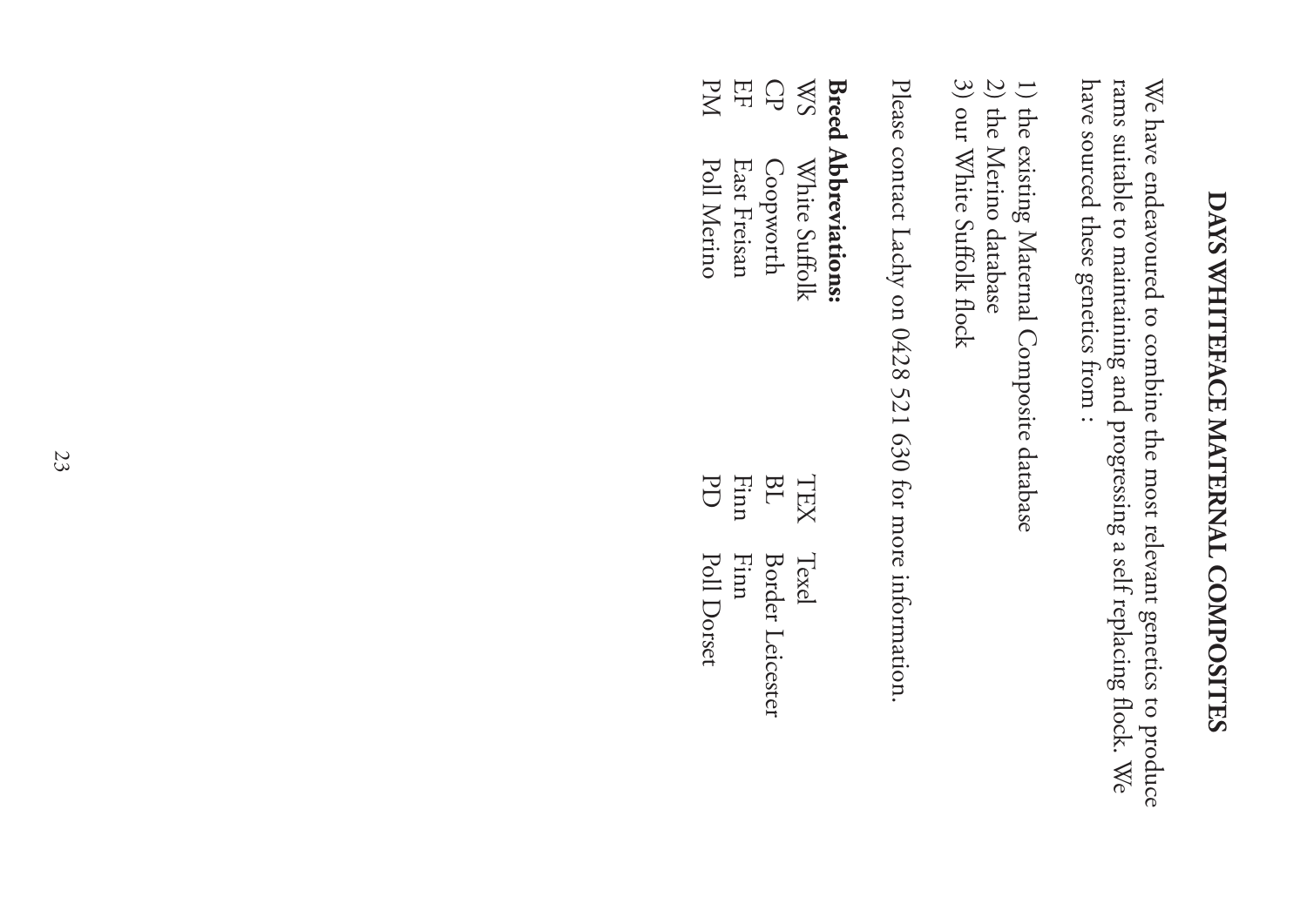# DAYS WHITEFACE MATERNAL COMPOSITES

We have endeavoured to combine the most relevant genetics to produce rams suitable to maintaining and progressing a self replacing flock. We have sourced these genetics from :

1) the existing Maternal Composite database
2) the Merino database
3) our White Suffolk flock

Please contact Lachy on 0428 521 630 for more information.

**Breed Abbreviations:**

| | | | |
|---|---|---|---|
| WS | White Suffolk | TEX | Texel |
| CP | Coopworth | BL | Border Leicester |
| EF | East Freisan | Finn | Finn |
| PM | Poll Merino | PD | Poll Dorset |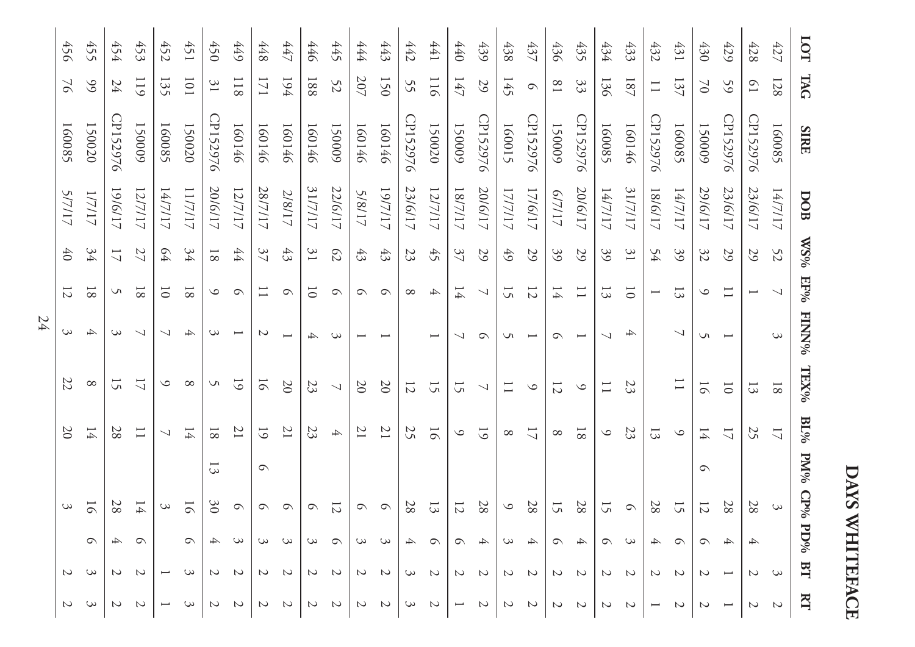# DAYS WHITEFACE

| LOT | TAG | SIRE | DOB | WS% | EF% | FINN% | TEX% | BL% | PM% | CP% | PD% | BT | RT |
|---|---|---|---|---|---|---|---|---|---|---|---|---|---|
| 427 | 128 | 160085 | 14/7/17 | 52 | 7 | 3 | 18 | 17 | | 3 | | 3 | 2 |
| 428 | 61 | CP152976 | 23/6/17 | 29 | 1 | | 13 | 25 | | 28 | 4 | 2 | 2 |
| 429 | 59 | CP152976 | 23/6/17 | 29 | 11 | 1 | 10 | 17 | | 28 | 4 | 1 | 1 |
| 430 | 70 | 150009 | 29/6/17 | 32 | 9 | 5 | 16 | 14 | 6 | 12 | 6 | 2 | 2 |
| 431 | 137 | 160085 | 14/7/17 | 39 | 13 | 7 | 11 | 9 | | 15 | 6 | 2 | 2 |
| 432 | 11 | CP152976 | 18/6/17 | 54 | 1 | | | 13 | | 28 | 4 | 2 | 1 |
| 433 | 187 | 160146 | 31/7/17 | 31 | 10 | 4 | 23 | 23 | | 6 | 3 | 2 | 2 |
| 434 | 136 | 160085 | 14/7/17 | 39 | 13 | 7 | 11 | 9 | | 15 | 6 | 2 | 2 |
| 435 | 33 | CP152976 | 20/6/17 | 29 | 11 | 1 | 9 | 18 | | 28 | 4 | 2 | 2 |
| 436 | 81 | 150009 | 6/7/17 | 39 | 14 | 6 | 12 | 8 | | 15 | 6 | 2 | 2 |
| 437 | 6 | CP152976 | 17/6/17 | 29 | 12 | 1 | 9 | 17 | | 28 | 4 | 2 | 2 |
| 438 | 145 | 160015 | 17/7/17 | 49 | 15 | 5 | 11 | 8 | | 9 | 3 | 2 | 2 |
| 439 | 29 | CP152976 | 20/6/17 | 29 | 7 | 6 | 7 | 19 | | 28 | 4 | 2 | 2 |
| 440 | 147 | 150009 | 18/7/17 | 37 | 14 | 7 | 15 | 9 | | 12 | 6 | 2 | 1 |
| 441 | 116 | 150020 | 12/7/17 | 45 | 4 | 1 | 15 | 16 | | 13 | 6 | 2 | 2 |
| 442 | 55 | CP152976 | 23/6/17 | 23 | 8 | | 12 | 25 | | 28 | 4 | 3 | 3 |
| 443 | 150 | 160146 | 19/7/17 | 43 | 6 | 1 | 20 | 21 | | 6 | 3 | 2 | 2 |
| 444 | 207 | 160146 | 5/8/17 | 43 | 6 | 1 | 20 | 21 | | 6 | 3 | 2 | 2 |
| 445 | 52 | 150009 | 22/6/17 | 62 | 6 | 3 | 7 | 4 | | 12 | 6 | 2 | 2 |
| 446 | 188 | 160146 | 31/7/17 | 31 | 10 | 4 | 23 | 23 | | 6 | 3 | 2 | 2 |
| 447 | 194 | 160146 | 2/8/17 | 43 | 6 | 1 | 20 | 21 | | 6 | 3 | 2 | 2 |
| 448 | 171 | 160146 | 28/7/17 | 37 | 11 | 2 | 16 | 19 | 6 | 6 | 3 | 2 | 2 |
| 449 | 118 | 160146 | 12/7/17 | 44 | 6 | 1 | 19 | 21 | | 6 | 3 | 2 | 2 |
| 450 | 31 | CP152976 | 20/6/17 | 18 | 9 | 3 | 5 | 18 | 13 | 30 | 4 | 2 | 2 |
| 451 | 101 | 150020 | 11/7/17 | 34 | 18 | 4 | 8 | 14 | | 16 | 6 | 3 | 3 |
| 452 | 135 | 160085 | 14/7/17 | 64 | 10 | 7 | 9 | 7 | | 3 | | 1 | 1 |
| 453 | 119 | 150009 | 12/7/17 | 27 | 18 | 7 | 17 | 11 | | 14 | 6 | 2 | 2 |
| 454 | 24 | CP152976 | 19/6/17 | 17 | 5 | 3 | 15 | 28 | | 28 | 4 | 2 | 2 |
| 455 | 99 | 150020 | 1/7/17 | 34 | 18 | 4 | 8 | 14 | | 16 | 6 | 3 | 3 |
| 456 | 76 | 160085 | 5/7/17 | 40 | 12 | 3 | 22 | 20 | | 3 | | 2 | 2 |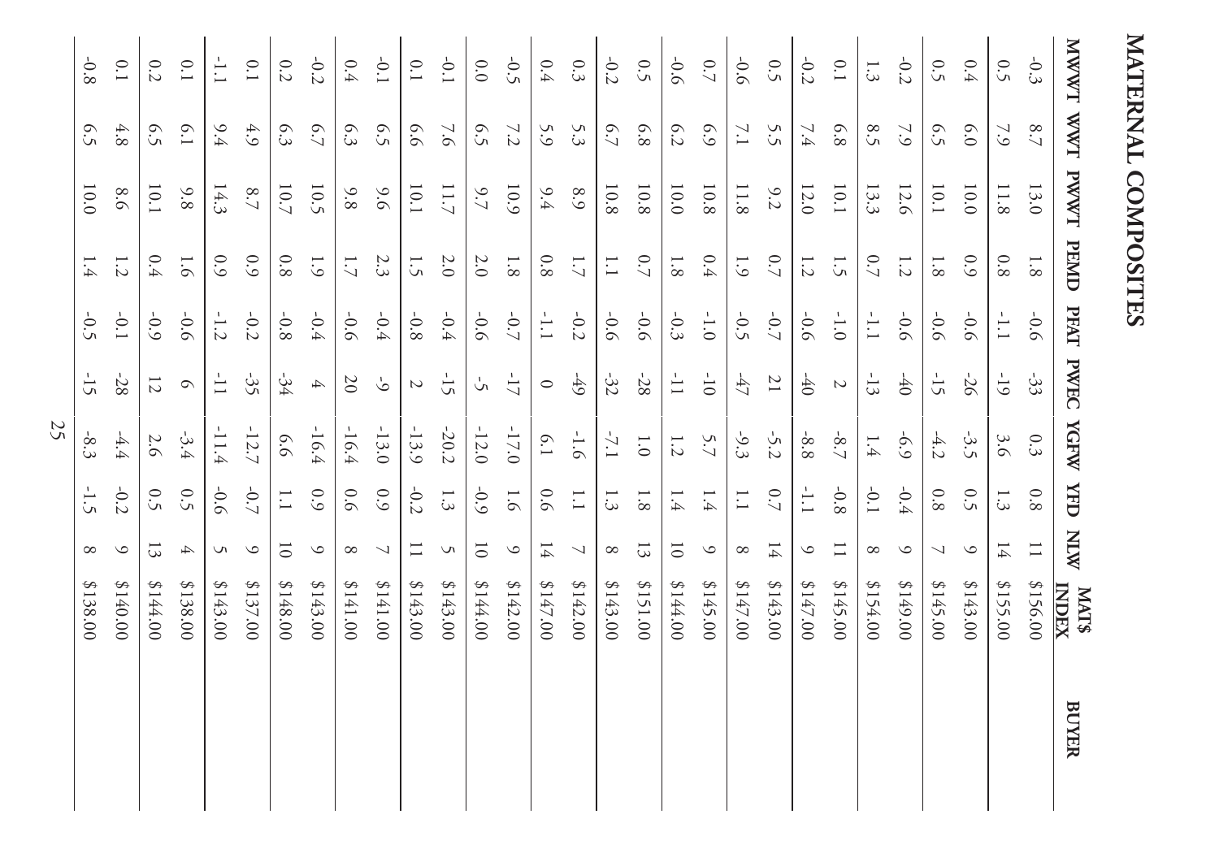# MATERNAL COMPOSITES

| MWWT | WWT | PWWT | PEMD | PEAT | PWEC | YGFW | YFD | NLW | MAT$ INDEX | BUYER |
|---|---|---|---|---|---|---|---|---|---|---|
| -0.3 | 8.7 | 13.0 | 1.8 | -0.6 | -33 | 0.3 | 0.8 | 11 | $156.00 | |
| 0.5 | 7.9 | 11.8 | 0.8 | -1.1 | -19 | 3.6 | 1.3 | 14 | $155.00 | |
| 0.4 | 6.0 | 10.0 | 0.9 | -0.6 | -26 | -3.5 | 0.5 | 9 | $143.00 | |
| 0.5 | 6.5 | 10.1 | 1.8 | -0.6 | -15 | -4.2 | 0.8 | 7 | $145.00 | |
| -0.2 | 7.9 | 12.6 | 1.2 | -0.6 | -40 | -6.9 | -0.4 | 9 | $149.00 | |
| 1.3 | 8.5 | 13.3 | 0.7 | -1.1 | -13 | 1.4 | -0.1 | 8 | $154.00 | |
| 0.1 | 6.8 | 10.1 | 1.5 | -1.0 | 2 | -8.7 | -0.8 | 11 | $145.00 | |
| -0.2 | 7.4 | 12.0 | 1.2 | -0.6 | -40 | -8.8 | -1.1 | 9 | $147.00 | |
| 0.5 | 5.5 | 9.2 | 0.7 | -0.7 | 21 | -5.2 | 0.7 | 14 | $143.00 | |
| -0.6 | 7.1 | 11.8 | 1.9 | -0.5 | -47 | -9.3 | 1.1 | 8 | $147.00 | |
| 0.7 | 6.9 | 10.8 | 0.4 | -1.0 | -10 | 5.7 | 1.4 | 9 | $145.00 | |
| -0.6 | 6.2 | 10.0 | 1.8 | -0.3 | -11 | 1.2 | 1.4 | 10 | $144.00 | |
| 0.5 | 6.8 | 10.8 | 0.7 | -0.6 | -28 | 1.0 | 1.8 | 13 | $151.00 | |
| -0.2 | 6.7 | 10.8 | 1.1 | -0.6 | -32 | -7.1 | 1.3 | 8 | $143.00 | |
| 0.3 | 5.3 | 8.9 | 1.7 | -0.2 | -49 | -1.6 | 1.1 | 7 | $142.00 | |
| 0.4 | 5.9 | 9.4 | 0.8 | -1.1 | 0 | 6.1 | 0.6 | 14 | $147.00 | |
| -0.5 | 7.2 | 10.9 | 1.8 | -0.7 | -17 | -17.0 | 1.6 | 9 | $142.00 | |
| 0.0 | 6.5 | 9.7 | 2.0 | -0.6 | -5 | -12.0 | -0.9 | 10 | $144.00 | |
| -0.1 | 7.6 | 11.7 | 2.0 | -0.4 | -15 | -20.2 | 1.3 | 5 | $143.00 | |
| 0.1 | 6.6 | 10.1 | 1.5 | -0.8 | 2 | -13.9 | -0.2 | 11 | $143.00 | |
| -0.1 | 6.5 | 9.6 | 2.3 | -0.4 | -9 | -13.0 | 0.9 | 7 | $141.00 | |
| 0.4 | 6.3 | 9.8 | 1.7 | -0.6 | 20 | -16.4 | 0.6 | 8 | $141.00 | |
| -0.2 | 6.7 | 10.5 | 1.9 | -0.4 | 4 | -16.4 | 0.9 | 9 | $143.00 | |
| 0.2 | 6.3 | 10.7 | 0.8 | -0.8 | -34 | 6.6 | 1.1 | 10 | $148.00 | |
| 0.1 | 4.9 | 8.7 | 0.9 | -0.2 | -35 | -12.7 | -0.7 | 9 | $137.00 | |
| -1.1 | 9.4 | 14.3 | 0.9 | -1.2 | -11 | -11.4 | -0.6 | 5 | $143.00 | |
| 0.1 | 6.1 | 9.8 | 1.6 | -0.6 | 6 | -3.4 | 0.5 | 4 | $138.00 | |
| 0.2 | 6.5 | 10.1 | 0.4 | -0.9 | 12 | 2.6 | 0.5 | 13 | $144.00 | |
| 0.1 | 4.8 | 8.6 | 1.2 | -0.1 | -28 | -4.4 | -0.2 | 9 | $140.00 | |
| -0.8 | 6.5 | 10.0 | 1.4 | -0.5 | -15 | -8.3 | -1.5 | 8 | $138.00 | |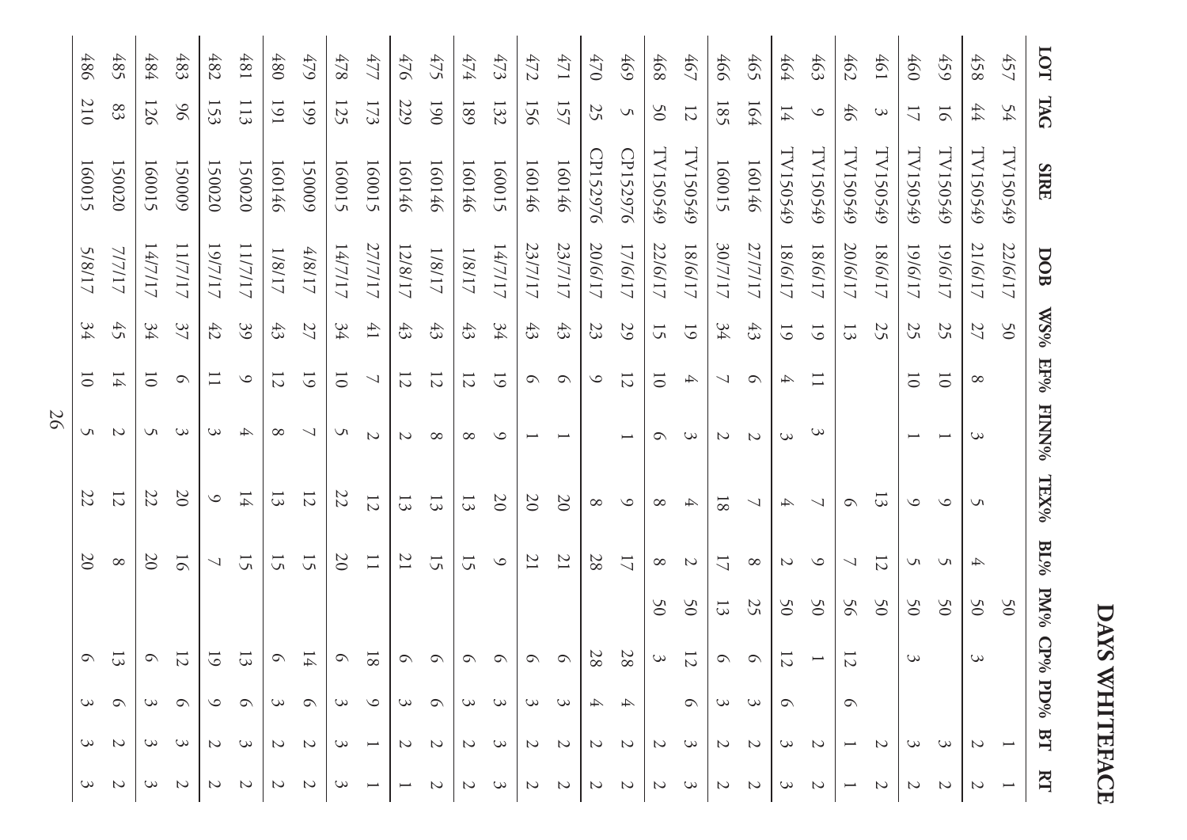# DAYS WHITEFACE

| LOT | TAG | SIRE | DOB | WS% | EF% | FINN% | TEX% | BL% | PM% | CP% | PD% | BT | RT |
|---|---|---|---|---|---|---|---|---|---|---|---|---|---|
| 457 | 54 | TV150549 | 22/6/17 | 50 | | | | | 50 | | | 1 | 1 |
| 458 | 44 | TV150549 | 21/6/17 | 27 | 8 | 3 | 5 | 4 | 50 | 3 | | 2 | 2 |
| 459 | 16 | TV150549 | 19/6/17 | 25 | 10 | 1 | 9 | 5 | 50 | | | 3 | 2 |
| 460 | 17 | TV150549 | 19/6/17 | 25 | 10 | 1 | 9 | 5 | 50 | 3 | | 3 | 2 |
| 461 | 3 | TV150549 | 18/6/17 | 25 | | | 13 | 12 | 50 | | | 2 | 2 |
| 462 | 46 | TV150549 | 20/6/17 | 13 | | | 6 | 7 | 56 | 12 | 6 | 1 | 1 |
| 463 | 9 | TV150549 | 18/6/17 | 19 | 11 | 3 | 7 | 9 | 50 | 1 | | 2 | 2 |
| 464 | 14 | TV150549 | 18/6/17 | 19 | 4 | 3 | 4 | 2 | 50 | 12 | 6 | 3 | 3 |
| 465 | 164 | 160146 | 27/7/17 | 43 | 6 | 2 | 7 | 8 | 25 | 6 | 3 | 2 | 2 |
| 466 | 185 | 160015 | 30/7/17 | 34 | 7 | 2 | 18 | 17 | 13 | 6 | 3 | 2 | 2 |
| 467 | 12 | TV150549 | 18/6/17 | 19 | 4 | 3 | 4 | 2 | 50 | 12 | 6 | 3 | 3 |
| 468 | 50 | TV150549 | 22/6/17 | 15 | 10 | 6 | 8 | 8 | 50 | 3 | | 2 | 2 |
| 469 | 5 | CP152976 | 17/6/17 | 29 | 12 | 1 | 9 | 17 | | 28 | 4 | 2 | 2 |
| 470 | 25 | CP152976 | 20/6/17 | 23 | 9 | | 8 | 28 | | 28 | 4 | 2 | 2 |
| 471 | 157 | 160146 | 23/7/17 | 43 | 6 | 1 | 20 | 21 | | 6 | 3 | 2 | 2 |
| 472 | 156 | 160146 | 23/7/17 | 43 | 6 | 1 | 20 | 21 | | 6 | 3 | 2 | 2 |
| 473 | 132 | 160015 | 14/7/17 | 34 | 19 | 9 | 20 | 9 | | 6 | 3 | 3 | 3 |
| 474 | 189 | 160146 | 1/8/17 | 43 | 12 | 8 | 13 | 15 | | 6 | 3 | 2 | 2 |
| 475 | 190 | 160146 | 1/8/17 | 43 | 12 | 8 | 13 | 15 | | 6 | 6 | 2 | 2 |
| 476 | 229 | 160146 | 12/8/17 | 43 | 12 | 2 | 13 | 21 | | 6 | 3 | 2 | 1 |
| 477 | 173 | 160015 | 27/7/17 | 41 | 7 | 2 | 12 | 11 | | 18 | 9 | 1 | 1 |
| 478 | 125 | 160015 | 14/7/17 | 34 | 10 | 5 | 22 | 20 | | 6 | 3 | 3 | 3 |
| 479 | 199 | 150009 | 4/8/17 | 27 | 19 | 7 | 12 | 15 | | 14 | 6 | 2 | 2 |
| 480 | 191 | 160146 | 1/8/17 | 43 | 12 | 8 | 13 | 15 | | 6 | 3 | 2 | 2 |
| 481 | 113 | 150020 | 11/7/17 | 39 | 9 | 4 | 14 | 15 | | 13 | 6 | 3 | 2 |
| 482 | 153 | 150020 | 19/7/17 | 42 | 11 | 3 | 9 | 7 | | 19 | 9 | 2 | 2 |
| 483 | 96 | 150009 | 11/7/17 | 37 | 6 | 3 | 20 | 16 | | 12 | 6 | 3 | 2 |
| 484 | 126 | 160015 | 14/7/17 | 34 | 10 | 5 | 22 | 20 | | 6 | 3 | 3 | 3 |
| 485 | 83 | 150020 | 7/7/17 | 45 | 14 | 2 | 12 | 8 | | 13 | 6 | 2 | 2 |
| 486 | 210 | 160015 | 5/8/17 | 34 | 10 | 5 | 22 | 20 | | 6 | 3 | 3 | 3 |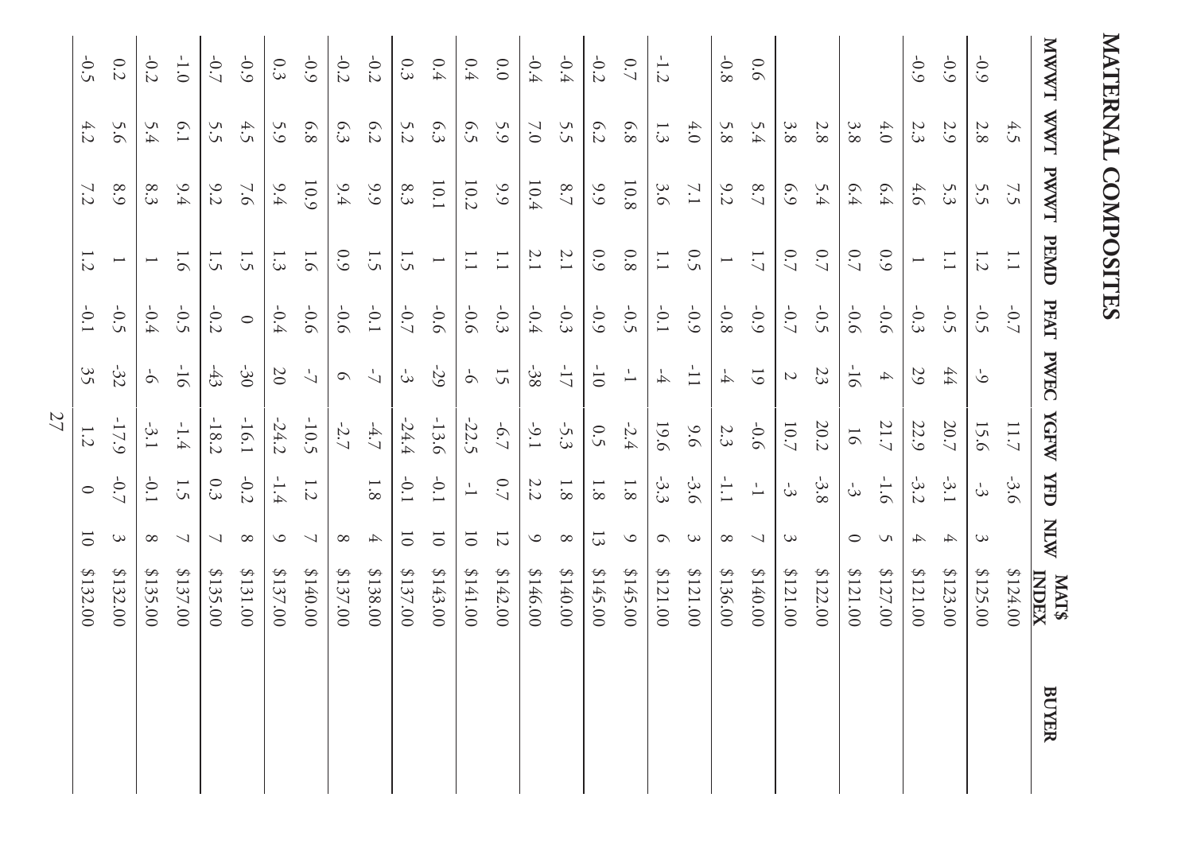# MATERNAL COMPOSITES

| MWWT | WWT | PWWT | PEMD | PEAT | PWEC | YGFW | YFD | NLW | MAT$ INDEX | BUYER |
|---|---|---|---|---|---|---|---|---|---|---|
| | 4.5 | 7.5 | 1.1 | -0.7 | | 11.7 | -3.6 | | $124.00 | |
| -0.9 | 2.8 | 5.5 | 1.2 | -0.5 | -9 | 15.6 | -3 | 3 | $125.00 | |
| -0.9 | 2.9 | 5.3 | 1.1 | -0.5 | 44 | 20.7 | -3.1 | 4 | $123.00 | |
| -0.9 | 2.3 | 4.6 | 1 | -0.3 | 29 | 22.9 | -3.2 | 4 | $121.00 | |
| | 4.0 | 6.4 | 0.9 | -0.6 | 4 | 21.7 | -1.6 | 5 | $127.00 | |
| | 3.8 | 6.4 | 0.7 | -0.6 | -16 | 16 | -3 | 0 | $121.00 | |
| | 2.8 | 5.4 | 0.7 | -0.5 | 23 | 20.2 | -3.8 | | $122.00 | |
| | 3.8 | 6.9 | 0.7 | -0.7 | 2 | 10.7 | -3 | 3 | $121.00 | |
| 0.6 | 5.4 | 8.7 | 1.7 | -0.9 | 19 | -0.6 | -1 | 7 | $140.00 | |
| -0.8 | 5.8 | 9.2 | 1 | -0.8 | -4 | 2.3 | -1.1 | 8 | $136.00 | |
| | 4.0 | 7.1 | 0.5 | -0.9 | -11 | 9.6 | -3.6 | 3 | $121.00 | |
| -1.2 | 1.3 | 3.6 | 1.1 | -0.1 | -4 | 19.6 | -3.3 | 6 | $121.00 | |
| 0.7 | 6.8 | 10.8 | 0.8 | -0.5 | -1 | -2.4 | 1.8 | 9 | $145.00 | |
| -0.2 | 6.2 | 9.9 | 0.9 | -0.9 | -10 | 0.5 | 1.8 | 13 | $145.00 | |
| -0.4 | 5.5 | 8.7 | 2.1 | -0.3 | -17 | -5.3 | 1.8 | 8 | $140.00 | |
| -0.4 | 7.0 | 10.4 | 2.1 | -0.4 | -38 | -9.1 | 2.2 | 9 | $146.00 | |
| 0.0 | 5.9 | 9.9 | 1.1 | -0.3 | 15 | -6.7 | 0.7 | 12 | $142.00 | |
| 0.4 | 6.5 | 10.2 | 1.1 | -0.6 | -6 | -22.5 | -1 | 10 | $141.00 | |
| 0.4 | 6.3 | 10.1 | 1 | -0.6 | -29 | -13.6 | -0.1 | 10 | $143.00 | |
| 0.3 | 5.2 | 8.3 | 1.5 | -0.7 | -3 | -24.4 | -0.1 | 10 | $137.00 | |
| -0.2 | 6.2 | 9.9 | 1.5 | -0.1 | -7 | -4.7 | 1.8 | 4 | $138.00 | |
| -0.2 | 6.3 | 9.4 | 0.9 | -0.6 | 6 | -2.7 | | 8 | $137.00 | |
| -0.9 | 6.8 | 10.9 | 1.6 | -0.6 | -7 | -10.5 | 1.2 | 7 | $140.00 | |
| 0.3 | 5.9 | 9.4 | 1.3 | -0.4 | 20 | -24.2 | -1.4 | 9 | $137.00 | |
| -0.9 | 4.5 | 7.6 | 1.5 | 0 | -30 | -16.1 | -0.2 | 8 | $131.00 | |
| -0.7 | 5.5 | 9.2 | 1.5 | -0.2 | -43 | -18.2 | 0.3 | 7 | $135.00 | |
| -1.0 | 6.1 | 9.4 | 1.6 | -0.5 | -16 | -1.4 | 1.5 | 7 | $137.00 | |
| -0.2 | 5.4 | 8.3 | 1 | -0.4 | -6 | -3.1 | -0.1 | 8 | $135.00 | |
| 0.2 | 5.6 | 8.9 | 1 | -0.5 | -32 | -17.9 | -0.7 | 3 | $132.00 | |
| -0.5 | 4.2 | 7.2 | 1.2 | -0.1 | 35 | 1.2 | 0 | 10 | $132.00 | |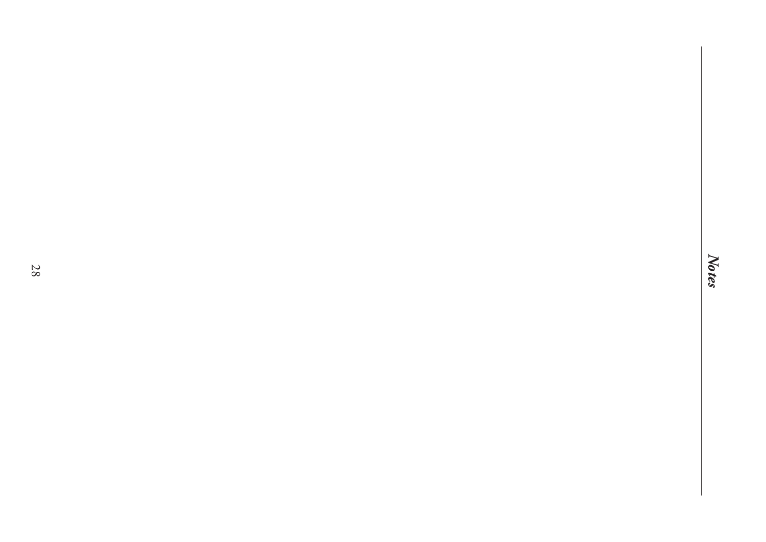# *Notes*